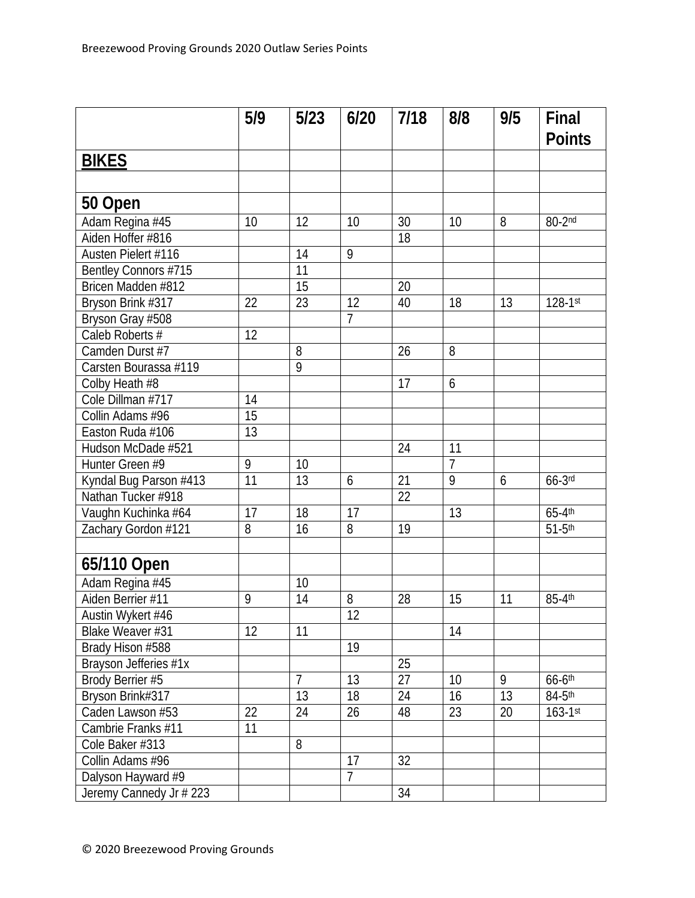| | 5/9 | 5/23 | 6/20 | 7/18 | 8/8 | 9/5 | Final Points |
|---|---|---|---|---|---|---|---|
| **BIKES** | | | | | | | |
| | | | | | | | |
| **50 Open** | | | | | | | |
| Adam Regina #45 | 10 | 12 | 10 | 30 | 10 | 8 | 80-2nd |
| Aiden Hoffer #816 | | | | 18 | | | |
| Austen Pielert #116 | | 14 | 9 | | | | |
| Bentley Connors #715 | | 11 | | | | | |
| Bricen Madden #812 | | 15 | | 20 | | | |
| Bryson Brink #317 | 22 | 23 | 12 | 40 | 18 | 13 | 128-1st |
| Bryson Gray #508 | | | 7 | | | | |
| Caleb Roberts # | 12 | | | | | | |
| Camden Durst #7 | | 8 | | 26 | 8 | | |
| Carsten Bourassa #119 | | 9 | | | | | |
| Colby Heath #8 | | | | 17 | 6 | | |
| Cole Dillman #717 | 14 | | | | | | |
| Collin Adams #96 | 15 | | | | | | |
| Easton Ruda #106 | 13 | | | | | | |
| Hudson McDade #521 | | | | 24 | 11 | | |
| Hunter Green #9 | 9 | 10 | | | 7 | | |
| Kyndal Bug Parson #413 | 11 | 13 | 6 | 21 | 9 | 6 | 66-3rd |
| Nathan Tucker #918 | | | | 22 | | | |
| Vaughn Kuchinka #64 | 17 | 18 | 17 | | 13 | | 65-4th |
| Zachary Gordon #121 | 8 | 16 | 8 | 19 | | | 51-5th |
| | | | | | | | |
| **65/110 Open** | | | | | | | |
| Adam Regina #45 | | 10 | | | | | |
| Aiden Berrier #11 | 9 | 14 | 8 | 28 | 15 | 11 | 85-4th |
| Austin Wykert #46 | | | 12 | | | | |
| Blake Weaver #31 | 12 | 11 | | | 14 | | |
| Brady Hison #588 | | | 19 | | | | |
| Brayson Jefferies #1x | | | | 25 | | | |
| Brody Berrier #5 | | 7 | 13 | 27 | 10 | 9 | 66-6th |
| Bryson Brink#317 | | 13 | 18 | 24 | 16 | 13 | 84-5th |
| Caden Lawson #53 | 22 | 24 | 26 | 48 | 23 | 20 | 163-1st |
| Cambrie Franks #11 | 11 | | | | | | |
| Cole Baker #313 | | 8 | | | | | |
| Collin Adams #96 | | | 17 | 32 | | | |
| Dalyson Hayward #9 | | | 7 | | | | |
| Jeremy Cannedy Jr # 223 | | | | 34 | | | |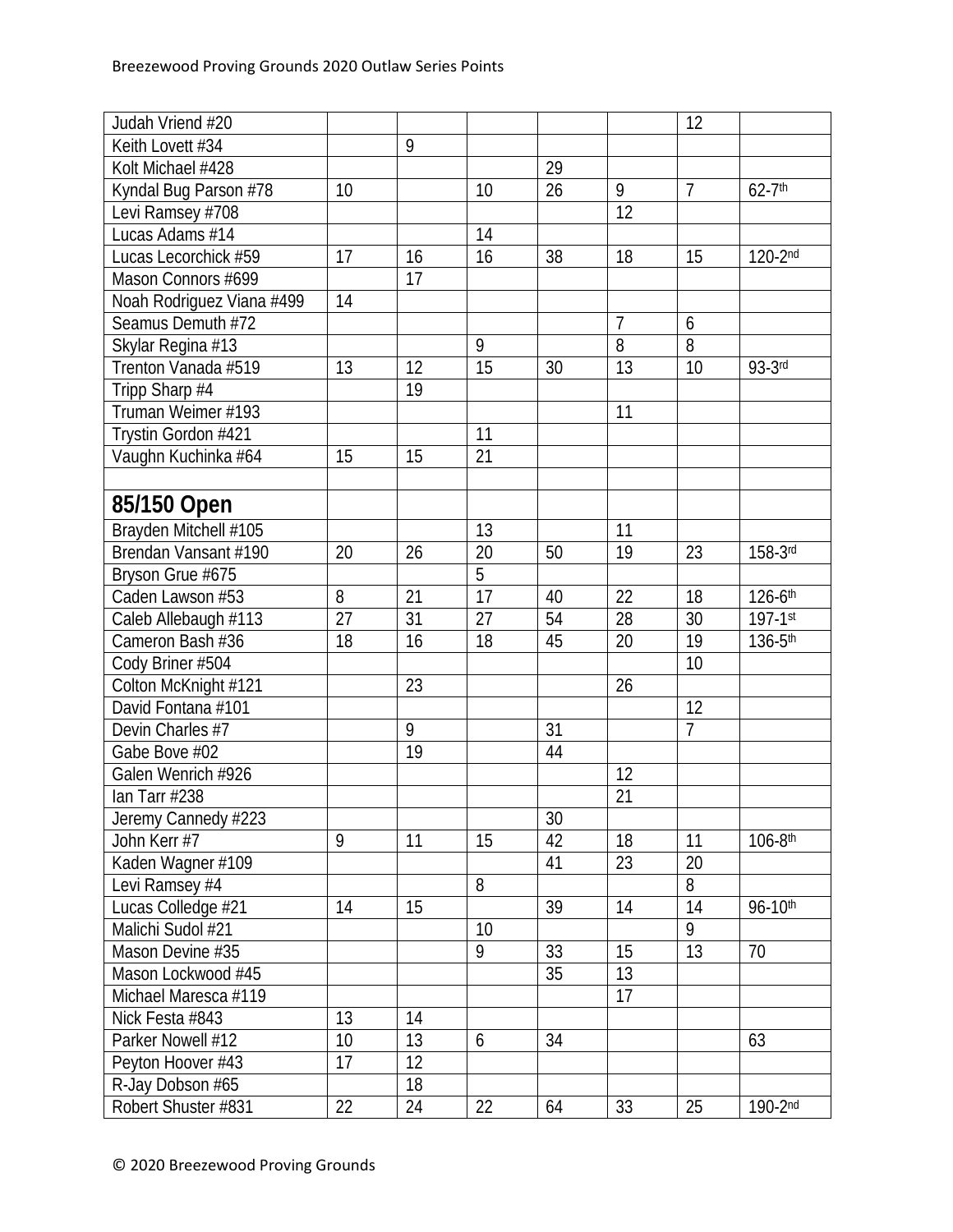| | | | | | | | |
|---|---|---|---|---|---|---|---|
| Judah Vriend #20 | | | | | | 12 | |
| Keith Lovett #34 | | 9 | | | | | |
| Kolt Michael #428 | | | | 29 | | | |
| Kyndal Bug Parson #78 | 10 | | 10 | 26 | 9 | 7 | 62-7th |
| Levi Ramsey #708 | | | | | 12 | | |
| Lucas Adams #14 | | | 14 | | | | |
| Lucas Lecorchick #59 | 17 | 16 | 16 | 38 | 18 | 15 | 120-2nd |
| Mason Connors #699 | | 17 | | | | | |
| Noah Rodriguez Viana #499 | 14 | | | | | | |
| Seamus Demuth #72 | | | | | 7 | 6 | |
| Skylar Regina #13 | | | 9 | | 8 | 8 | |
| Trenton Vanada #519 | 13 | 12 | 15 | 30 | 13 | 10 | 93-3rd |
| Tripp Sharp #4 | | 19 | | | | | |
| Truman Weimer #193 | | | | | 11 | | |
| Trystin Gordon #421 | | | 11 | | | | |
| Vaughn Kuchinka #64 | 15 | 15 | 21 | | | | |
| | | | | | | | |
| **85/150 Open** | | | | | | | |
| Brayden Mitchell #105 | | | 13 | | 11 | | |
| Brendan Vansant #190 | 20 | 26 | 20 | 50 | 19 | 23 | 158-3rd |
| Bryson Grue #675 | | | 5 | | | | |
| Caden Lawson #53 | 8 | 21 | 17 | 40 | 22 | 18 | 126-6th |
| Caleb Allebaugh #113 | 27 | 31 | 27 | 54 | 28 | 30 | 197-1st |
| Cameron Bash #36 | 18 | 16 | 18 | 45 | 20 | 19 | 136-5th |
| Cody Briner #504 | | | | | | 10 | |
| Colton McKnight #121 | | 23 | | | 26 | | |
| David Fontana #101 | | | | | | 12 | |
| Devin Charles #7 | | 9 | | 31 | | 7 | |
| Gabe Bove #02 | | 19 | | 44 | | | |
| Galen Wenrich #926 | | | | | 12 | | |
| Ian Tarr #238 | | | | | 21 | | |
| Jeremy Cannedy #223 | | | | 30 | | | |
| John Kerr #7 | 9 | 11 | 15 | 42 | 18 | 11 | 106-8th |
| Kaden Wagner #109 | | | | 41 | 23 | 20 | |
| Levi Ramsey #4 | | | 8 | | | 8 | |
| Lucas Colledge #21 | 14 | 15 | | 39 | 14 | 14 | 96-10th |
| Malichi Sudol #21 | | | 10 | | | 9 | |
| Mason Devine #35 | | | 9 | 33 | 15 | 13 | 70 |
| Mason Lockwood #45 | | | | 35 | 13 | | |
| Michael Maresca #119 | | | | | 17 | | |
| Nick Festa #843 | 13 | 14 | | | | | |
| Parker Nowell #12 | 10 | 13 | 6 | 34 | | | 63 |
| Peyton Hoover #43 | 17 | 12 | | | | | |
| R-Jay Dobson #65 | | 18 | | | | | |
| Robert Shuster #831 | 22 | 24 | 22 | 64 | 33 | 25 | 190-2nd |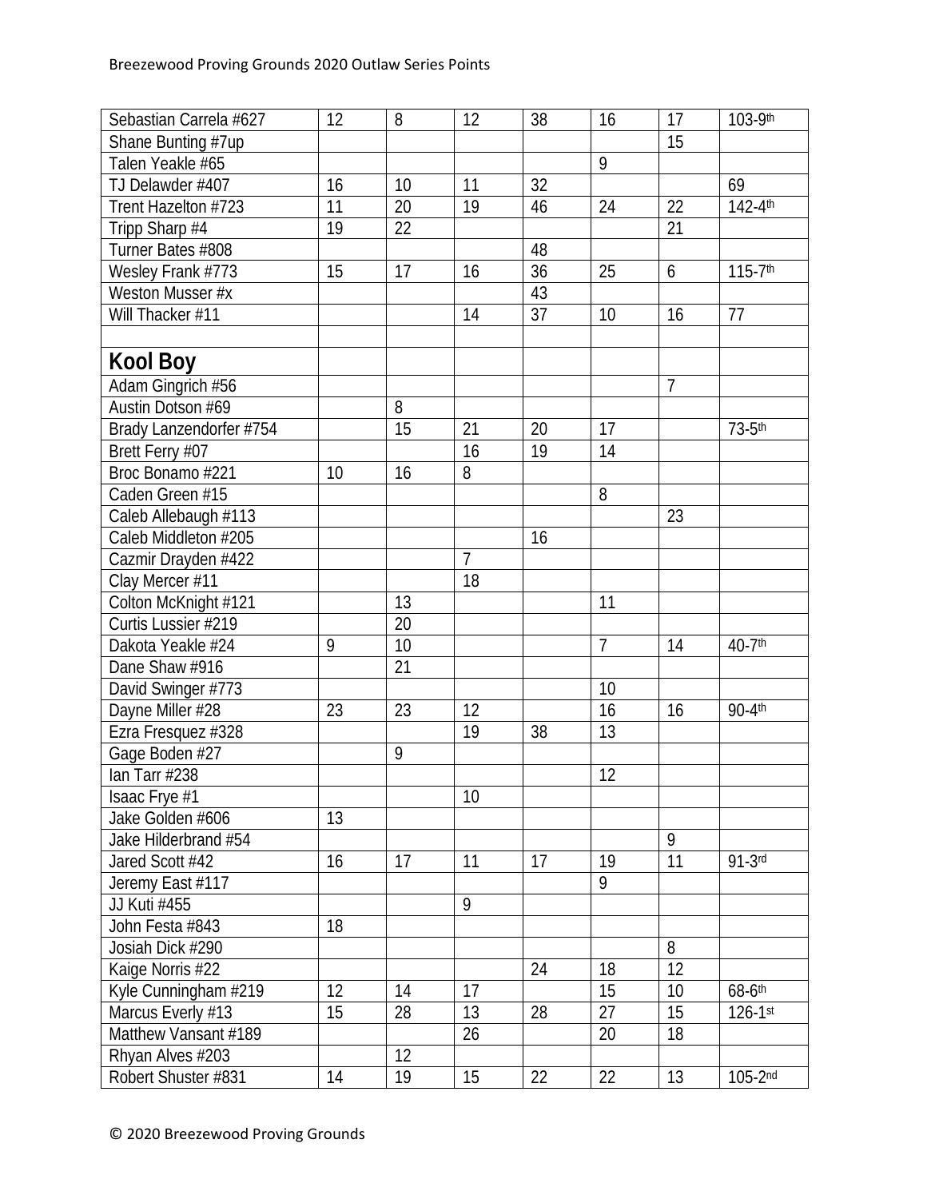| | | | | | | | |
|---|---|---|---|---|---|---|---|
| Sebastian Carrela #627 | 12 | 8 | 12 | 38 | 16 | 17 | 103-9th |
| Shane Bunting #7up | | | | | | 15 | |
| Talen Yeakle #65 | | | | | 9 | | |
| TJ Delawder #407 | 16 | 10 | 11 | 32 | | | 69 |
| Trent Hazelton #723 | 11 | 20 | 19 | 46 | 24 | 22 | 142-4th |
| Tripp Sharp #4 | 19 | 22 | | | | 21 | |
| Turner Bates #808 | | | | 48 | | | |
| Wesley Frank #773 | 15 | 17 | 16 | 36 | 25 | 6 | 115-7th |
| Weston Musser #x | | | | 43 | | | |
| Will Thacker #11 | | | 14 | 37 | 10 | 16 | 77 |
| | | | | | | | |
| **Kool Boy** | | | | | | | |
| Adam Gingrich #56 | | | | | | 7 | |
| Austin Dotson #69 | | 8 | | | | | |
| Brady Lanzendorfer #754 | | 15 | 21 | 20 | 17 | | 73-5th |
| Brett Ferry #07 | | | 16 | 19 | 14 | | |
| Broc Bonamo #221 | 10 | 16 | 8 | | | | |
| Caden Green #15 | | | | | 8 | | |
| Caleb Allebaugh #113 | | | | | | 23 | |
| Caleb Middleton #205 | | | | 16 | | | |
| Cazmir Drayden #422 | | | 7 | | | | |
| Clay Mercer #11 | | | 18 | | | | |
| Colton McKnight #121 | | 13 | | | 11 | | |
| Curtis Lussier #219 | | 20 | | | | | |
| Dakota Yeakle #24 | 9 | 10 | | | 7 | 14 | 40-7th |
| Dane Shaw #916 | | 21 | | | | | |
| David Swinger #773 | | | | | 10 | | |
| Dayne Miller #28 | 23 | 23 | 12 | | 16 | 16 | 90-4th |
| Ezra Fresquez #328 | | | 19 | 38 | 13 | | |
| Gage Boden #27 | | 9 | | | | | |
| Ian Tarr #238 | | | | | 12 | | |
| Isaac Frye #1 | | | 10 | | | | |
| Jake Golden #606 | 13 | | | | | | |
| Jake Hilderbrand #54 | | | | | | 9 | |
| Jared Scott #42 | 16 | 17 | 11 | 17 | 19 | 11 | 91-3rd |
| Jeremy East #117 | | | | | 9 | | |
| JJ Kuti #455 | | | 9 | | | | |
| John Festa #843 | 18 | | | | | | |
| Josiah Dick #290 | | | | | | 8 | |
| Kaige Norris #22 | | | | 24 | 18 | 12 | |
| Kyle Cunningham #219 | 12 | 14 | 17 | | 15 | 10 | 68-6th |
| Marcus Everly #13 | 15 | 28 | 13 | 28 | 27 | 15 | 126-1st |
| Matthew Vansant #189 | | | 26 | | 20 | 18 | |
| Rhyan Alves #203 | | 12 | | | | | |
| Robert Shuster #831 | 14 | 19 | 15 | 22 | 22 | 13 | 105-2nd |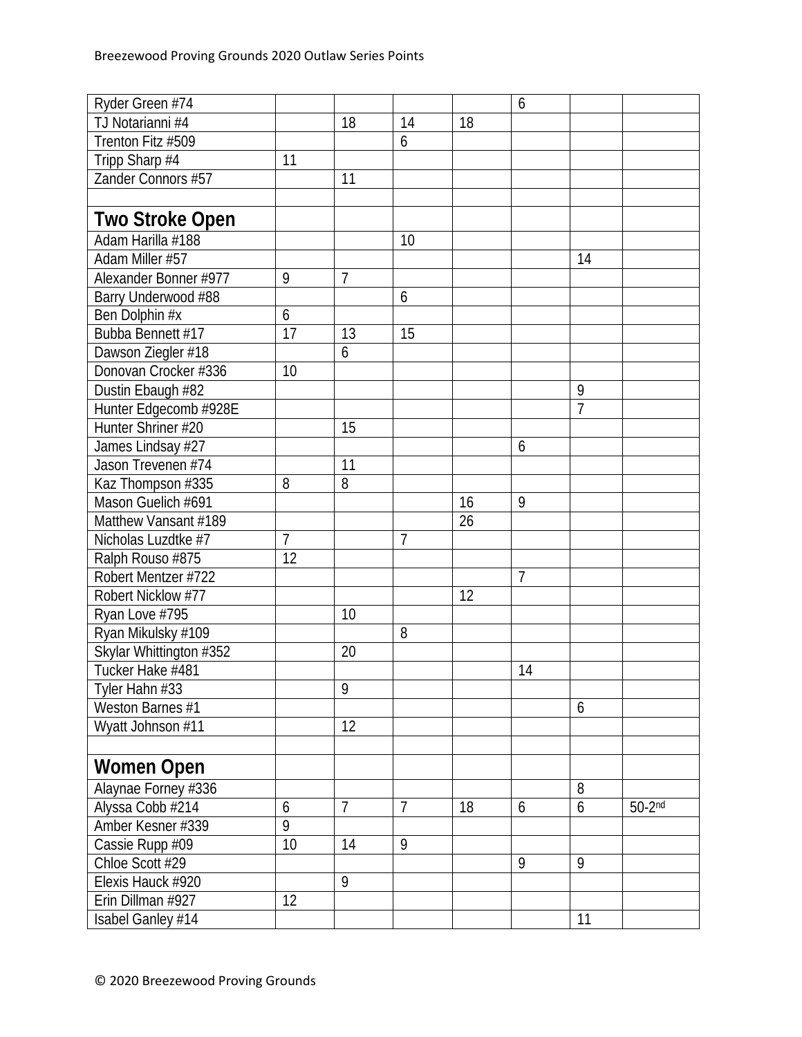| | | | | | | | |
|---|---|---|---|---|---|---|---|
| Ryder Green #74 | | | | | 6 | | |
| TJ Notarianni #4 | | 18 | 14 | 18 | | | |
| Trenton Fitz #509 | | | 6 | | | | |
| Tripp Sharp #4 | 11 | | | | | | |
| Zander Connors #57 | | 11 | | | | | |
| | | | | | | | |
| **Two Stroke Open** | | | | | | | |
| Adam Harilla #188 | | | 10 | | | | |
| Adam Miller #57 | | | | | | 14 | |
| Alexander Bonner #977 | 9 | 7 | | | | | |
| Barry Underwood #88 | | | 6 | | | | |
| Ben Dolphin #x | 6 | | | | | | |
| Bubba Bennett #17 | 17 | 13 | 15 | | | | |
| Dawson Ziegler #18 | | 6 | | | | | |
| Donovan Crocker #336 | 10 | | | | | | |
| Dustin Ebaugh #82 | | | | | | 9 | |
| Hunter Edgecomb #928E | | | | | | 7 | |
| Hunter Shriner #20 | | 15 | | | | | |
| James Lindsay #27 | | | | | 6 | | |
| Jason Trevenen #74 | | 11 | | | | | |
| Kaz Thompson #335 | 8 | 8 | | | | | |
| Mason Guelich #691 | | | | 16 | 9 | | |
| Matthew Vansant #189 | | | | 26 | | | |
| Nicholas Luzdtke #7 | 7 | | 7 | | | | |
| Ralph Rouso #875 | 12 | | | | | | |
| Robert Mentzer #722 | | | | | 7 | | |
| Robert Nicklow #77 | | | | 12 | | | |
| Ryan Love #795 | | 10 | | | | | |
| Ryan Mikulsky #109 | | | 8 | | | | |
| Skylar Whittington #352 | | 20 | | | | | |
| Tucker Hake #481 | | | | | 14 | | |
| Tyler Hahn #33 | | 9 | | | | | |
| Weston Barnes #1 | | | | | | 6 | |
| Wyatt Johnson #11 | | 12 | | | | | |
| | | | | | | | |
| **Women Open** | | | | | | | |
| Alaynae Forney #336 | | | | | | 8 | |
| Alyssa Cobb #214 | 6 | 7 | 7 | 18 | 6 | 6 | 50-2nd |
| Amber Kesner #339 | 9 | | | | | | |
| Cassie Rupp #09 | 10 | 14 | 9 | | | | |
| Chloe Scott #29 | | | | | 9 | 9 | |
| Elexis Hauck #920 | | 9 | | | | | |
| Erin Dillman #927 | 12 | | | | | | |
| Isabel Ganley #14 | | | | | | 11 | |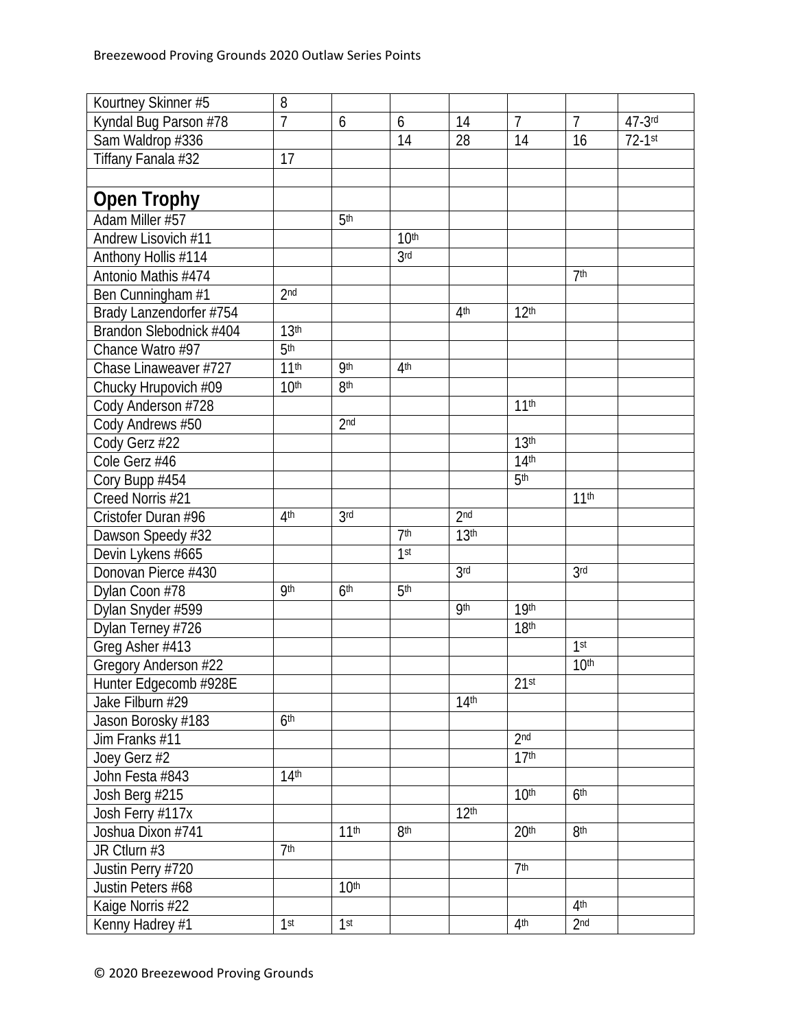| | | | | | | | |
|---|---|---|---|---|---|---|---|
| Kourtney Skinner #5 | 8 | | | | | | |
| Kyndal Bug Parson #78 | 7 | 6 | 6 | 14 | 7 | 7 | 47-3rd |
| Sam Waldrop #336 | | | 14 | 28 | 14 | 16 | 72-1st |
| Tiffany Fanala #32 | 17 | | | | | | |
| | | | | | | | |
| **Open Trophy** | | | | | | | |
| Adam Miller #57 | | 5th | | | | | |
| Andrew Lisovich #11 | | | 10th | | | | |
| Anthony Hollis #114 | | | 3rd | | | | |
| Antonio Mathis #474 | | | | | | 7th | |
| Ben Cunningham #1 | 2nd | | | | | | |
| Brady Lanzendorfer #754 | | | | 4th | 12th | | |
| Brandon Slebodnick #404 | 13th | | | | | | |
| Chance Watro #97 | 5th | | | | | | |
| Chase Linaweaver #727 | 11th | 9th | 4th | | | | |
| Chucky Hrupovich #09 | 10th | 8th | | | | | |
| Cody Anderson #728 | | | | | 11th | | |
| Cody Andrews #50 | | 2nd | | | | | |
| Cody Gerz #22 | | | | | 13th | | |
| Cole Gerz #46 | | | | | 14th | | |
| Cory Bupp #454 | | | | | 5th | | |
| Creed Norris #21 | | | | | | 11th | |
| Cristofer Duran #96 | 4th | 3rd | | 2nd | | | |
| Dawson Speedy #32 | | | 7th | 13th | | | |
| Devin Lykens #665 | | | 1st | | | | |
| Donovan Pierce #430 | | | | 3rd | | 3rd | |
| Dylan Coon #78 | 9th | 6th | 5th | | | | |
| Dylan Snyder #599 | | | | 9th | 19th | | |
| Dylan Terney #726 | | | | | 18th | | |
| Greg Asher #413 | | | | | | 1st | |
| Gregory Anderson #22 | | | | | | 10th | |
| Hunter Edgecomb #928E | | | | | 21st | | |
| Jake Filburn #29 | | | | 14th | | | |
| Jason Borosky #183 | 6th | | | | | | |
| Jim Franks #11 | | | | | 2nd | | |
| Joey Gerz #2 | | | | | 17th | | |
| John Festa #843 | 14th | | | | | | |
| Josh Berg #215 | | | | | 10th | 6th | |
| Josh Ferry #117x | | | | 12th | | | |
| Joshua Dixon #741 | | 11th | 8th | | 20th | 8th | |
| JR Ctlurn #3 | 7th | | | | | | |
| Justin Perry #720 | | | | | 7th | | |
| Justin Peters #68 | | 10th | | | | | |
| Kaige Norris #22 | | | | | | 4th | |
| Kenny Hadrey #1 | 1st | 1st | | | 4th | 2nd | |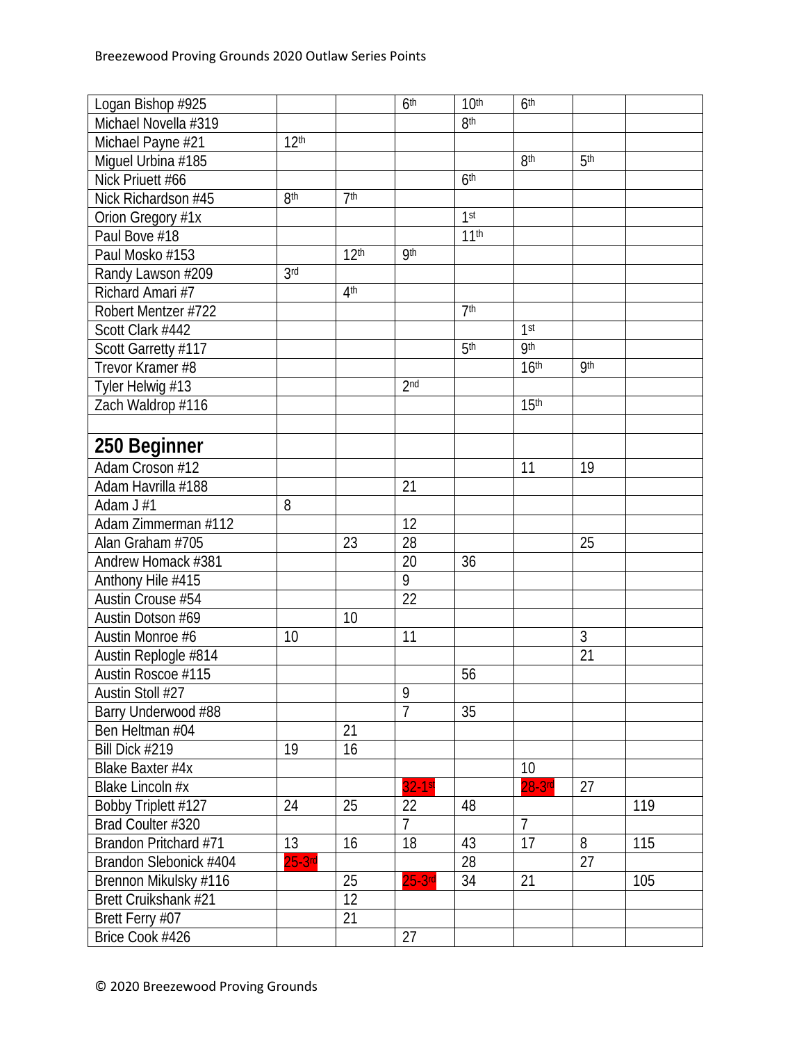| | | | | | | | |
|---|---|---|---|---|---|---|---|
| Logan Bishop #925 | | | 6th | 10th | 6th | | |
| Michael Novella #319 | | | | 8th | | | |
| Michael Payne #21 | 12th | | | | | | |
| Miguel Urbina #185 | | | | | 8th | 5th | |
| Nick Priuett #66 | | | | 6th | | | |
| Nick Richardson #45 | 8th | 7th | | | | | |
| Orion Gregory #1x | | | | 1st | | | |
| Paul Bove #18 | | | | 11th | | | |
| Paul Mosko #153 | | 12th | 9th | | | | |
| Randy Lawson #209 | 3rd | | | | | | |
| Richard Amari #7 | | 4th | | | | | |
| Robert Mentzer #722 | | | | 7th | | | |
| Scott Clark #442 | | | | | 1st | | |
| Scott Garretty #117 | | | | 5th | 9th | | |
| Trevor Kramer #8 | | | | | 16th | 9th | |
| Tyler Helwig #13 | | | 2nd | | | | |
| Zach Waldrop #116 | | | | | 15th | | |
| | | | | | | | |
| **250 Beginner** | | | | | | | |
| Adam Croson #12 | | | | | 11 | 19 | |
| Adam Havrilla #188 | | | 21 | | | | |
| Adam J #1 | 8 | | | | | | |
| Adam Zimmerman #112 | | | 12 | | | | |
| Alan Graham #705 | | 23 | 28 | | | 25 | |
| Andrew Homack #381 | | | 20 | 36 | | | |
| Anthony Hile #415 | | | 9 | | | | |
| Austin Crouse #54 | | | 22 | | | | |
| Austin Dotson #69 | | 10 | | | | | |
| Austin Monroe #6 | 10 | | 11 | | | 3 | |
| Austin Replogle #814 | | | | | | 21 | |
| Austin Roscoe #115 | | | | 56 | | | |
| Austin Stoll #27 | | | 9 | | | | |
| Barry Underwood #88 | | | 7 | 35 | | | |
| Ben Heltman #04 | | 21 | | | | | |
| Bill Dick #219 | 19 | 16 | | | | | |
| Blake Baxter #4x | | | | | 10 | | |
| Blake Lincoln #x | | | 32-1st | | 28-3rd | 27 | |
| Bobby Triplett #127 | 24 | 25 | 22 | 48 | | | 119 |
| Brad Coulter #320 | | | 7 | | 7 | | |
| Brandon Pritchard #71 | 13 | 16 | 18 | 43 | 17 | 8 | 115 |
| Brandon Slebonick #404 | 25-3rd | | | 28 | | 27 | |
| Brennon Mikulsky #116 | | 25 | 25-3rd | 34 | 21 | | 105 |
| Brett Cruikshank #21 | | 12 | | | | | |
| Brett Ferry #07 | | 21 | | | | | |
| Brice Cook #426 | | | 27 | | | | |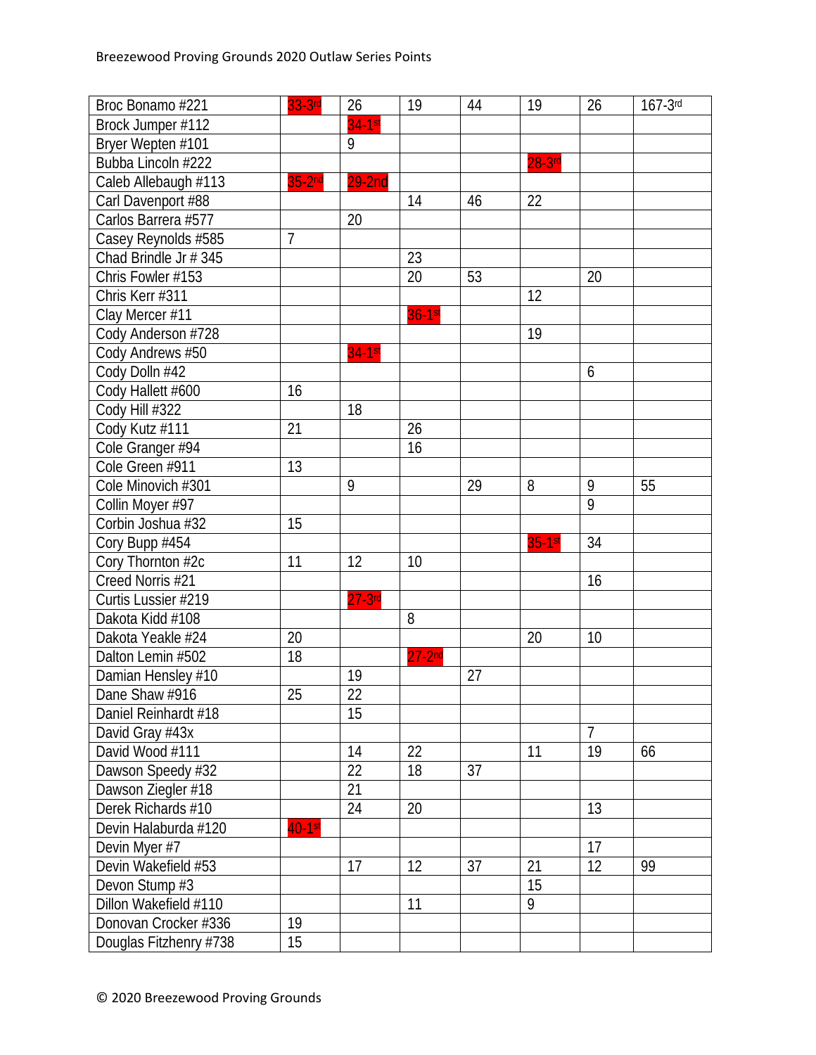| Broc Bonamo #221 | 33-3rd | 26 | 19 | 44 | 19 | 26 | 167-3rd |
|---|---|---|---|---|---|---|---|
| Brock Jumper #112 | | 34-1st | | | | | |
| Bryer Wepten #101 | | 9 | | | | | |
| Bubba Lincoln #222 | | | | | 28-3rd | | |
| Caleb Allebaugh #113 | 35-2nd | 29-2nd | | | | | |
| Carl Davenport #88 | | | 14 | 46 | 22 | | |
| Carlos Barrera #577 | | 20 | | | | | |
| Casey Reynolds #585 | 7 | | | | | | |
| Chad Brindle Jr # 345 | | | 23 | | | | |
| Chris Fowler #153 | | | 20 | 53 | | 20 | |
| Chris Kerr #311 | | | | | 12 | | |
| Clay Mercer #11 | | | 36-1st | | | | |
| Cody Anderson #728 | | | | | 19 | | |
| Cody Andrews #50 | | 34-1st | | | | | |
| Cody Dolln #42 | | | | | | 6 | |
| Cody Hallett #600 | 16 | | | | | | |
| Cody Hill #322 | | 18 | | | | | |
| Cody Kutz #111 | 21 | | 26 | | | | |
| Cole Granger #94 | | | 16 | | | | |
| Cole Green #911 | 13 | | | | | | |
| Cole Minovich #301 | | 9 | | 29 | 8 | 9 | 55 |
| Collin Moyer #97 | | | | | | 9 | |
| Corbin Joshua #32 | 15 | | | | | | |
| Cory Bupp #454 | | | | | 35-1st | 34 | |
| Cory Thornton #2c | 11 | 12 | 10 | | | | |
| Creed Norris #21 | | | | | | 16 | |
| Curtis Lussier #219 | | 27-3rd | | | | | |
| Dakota Kidd #108 | | | 8 | | | | |
| Dakota Yeakle #24 | 20 | | | | 20 | 10 | |
| Dalton Lemin #502 | 18 | | 27-2nd | | | | |
| Damian Hensley #10 | | 19 | | 27 | | | |
| Dane Shaw #916 | 25 | 22 | | | | | |
| Daniel Reinhardt #18 | | 15 | | | | | |
| David Gray #43x | | | | | | 7 | |
| David Wood #111 | | 14 | 22 | | 11 | 19 | 66 |
| Dawson Speedy #32 | | 22 | 18 | 37 | | | |
| Dawson Ziegler #18 | | 21 | | | | | |
| Derek Richards #10 | | 24 | 20 | | | 13 | |
| Devin Halaburda #120 | 40-1st | | | | | | |
| Devin Myer #7 | | | | | | 17 | |
| Devin Wakefield #53 | | 17 | 12 | 37 | 21 | 12 | 99 |
| Devon Stump #3 | | | | | 15 | | |
| Dillon Wakefield #110 | | | 11 | | 9 | | |
| Donovan Crocker #336 | 19 | | | | | | |
| Douglas Fitzhenry #738 | 15 | | | | | | |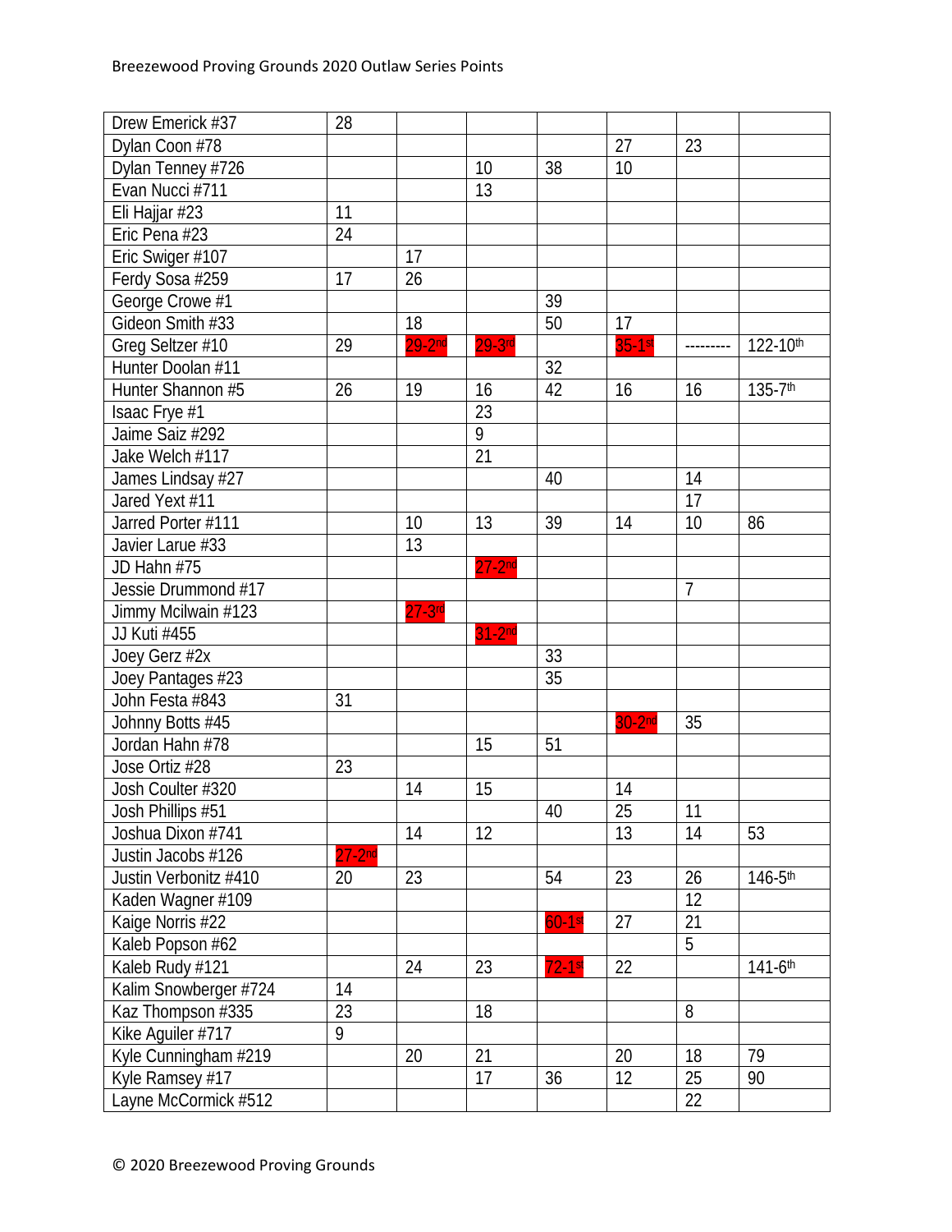| | | | | | | | |
|---|---|---|---|---|---|---|---|
| Drew Emerick #37 | 28 | | | | | | |
| Dylan Coon #78 | | | | | 27 | 23 | |
| Dylan Tenney #726 | | | 10 | 38 | 10 | | |
| Evan Nucci #711 | | | 13 | | | | |
| Eli Hajjar #23 | 11 | | | | | | |
| Eric Pena #23 | 24 | | | | | | |
| Eric Swiger #107 | | 17 | | | | | |
| Ferdy Sosa #259 | 17 | 26 | | | | | |
| George Crowe #1 | | | | 39 | | | |
| Gideon Smith #33 | | 18 | | 50 | 17 | | |
| Greg Seltzer #10 | 29 | 29-2nd | 29-3rd | | 35-1st | --------- | 122-10th |
| Hunter Doolan #11 | | | | 32 | | | |
| Hunter Shannon #5 | 26 | 19 | 16 | 42 | 16 | 16 | 135-7th |
| Isaac Frye #1 | | | 23 | | | | |
| Jaime Saiz #292 | | | 9 | | | | |
| Jake Welch #117 | | | 21 | | | | |
| James Lindsay #27 | | | | 40 | | 14 | |
| Jared Yext #11 | | | | | | 17 | |
| Jarred Porter #111 | | 10 | 13 | 39 | 14 | 10 | 86 |
| Javier Larue #33 | | 13 | | | | | |
| JD Hahn #75 | | | 27-2nd | | | | |
| Jessie Drummond #17 | | | | | | 7 | |
| Jimmy Mcilwain #123 | | 27-3rd | | | | | |
| JJ Kuti #455 | | | 31-2nd | | | | |
| Joey Gerz #2x | | | | 33 | | | |
| Joey Pantages #23 | | | | 35 | | | |
| John Festa #843 | 31 | | | | | | |
| Johnny Botts #45 | | | | | 30-2nd | 35 | |
| Jordan Hahn #78 | | | 15 | 51 | | | |
| Jose Ortiz #28 | 23 | | | | | | |
| Josh Coulter #320 | | 14 | 15 | | 14 | | |
| Josh Phillips #51 | | | | 40 | 25 | 11 | |
| Joshua Dixon #741 | | 14 | 12 | | 13 | 14 | 53 |
| Justin Jacobs #126 | 27-2nd | | | | | | |
| Justin Verbonitz #410 | 20 | 23 | | 54 | 23 | 26 | 146-5th |
| Kaden Wagner #109 | | | | | | 12 | |
| Kaige Norris #22 | | | | 60-1st | 27 | 21 | |
| Kaleb Popson #62 | | | | | | 5 | |
| Kaleb Rudy #121 | | 24 | 23 | 72-1st | 22 | | 141-6th |
| Kalim Snowberger #724 | 14 | | | | | | |
| Kaz Thompson #335 | 23 | | 18 | | | 8 | |
| Kike Aguiler #717 | 9 | | | | | | |
| Kyle Cunningham #219 | | 20 | 21 | | 20 | 18 | 79 |
| Kyle Ramsey #17 | | | 17 | 36 | 12 | 25 | 90 |
| Layne McCormick #512 | | | | | | 22 | |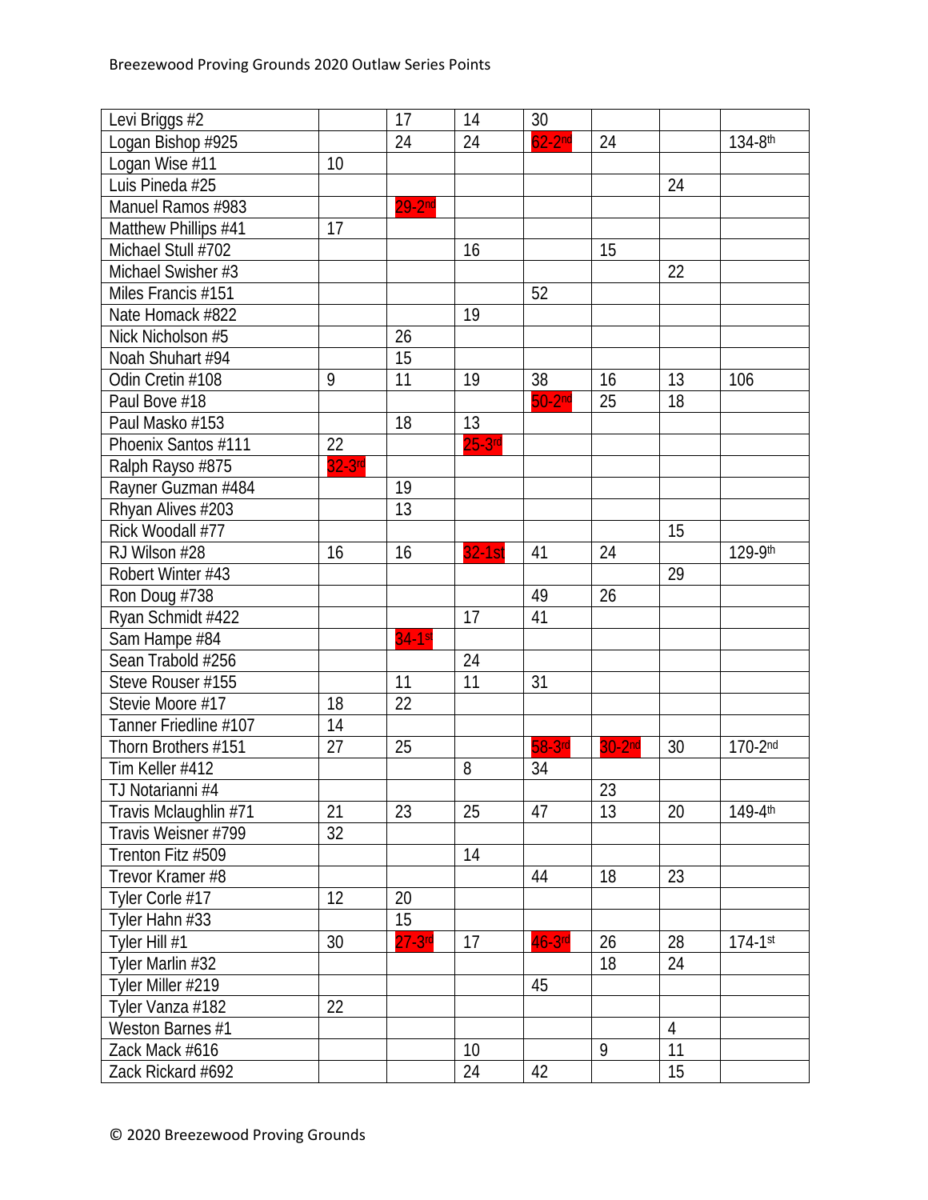| Levi Briggs #2 | | 17 | 14 | 30 | | | |
|---|---|---|---|---|---|---|---|
| Logan Bishop #925 | | 24 | 24 | 62-2nd | 24 | | 134-8th |
| Logan Wise #11 | 10 | | | | | | |
| Luis Pineda #25 | | | | | | 24 | |
| Manuel Ramos #983 | | 29-2nd | | | | | |
| Matthew Phillips #41 | 17 | | | | | | |
| Michael Stull #702 | | | 16 | | 15 | | |
| Michael Swisher #3 | | | | | | 22 | |
| Miles Francis #151 | | | | 52 | | | |
| Nate Homack #822 | | | 19 | | | | |
| Nick Nicholson #5 | | 26 | | | | | |
| Noah Shuhart #94 | | 15 | | | | | |
| Odin Cretin #108 | 9 | 11 | 19 | 38 | 16 | 13 | 106 |
| Paul Bove #18 | | | | 50-2nd | 25 | 18 | |
| Paul Masko #153 | | 18 | 13 | | | | |
| Phoenix Santos #111 | 22 | | 25-3rd | | | | |
| Ralph Rayso #875 | 32-3rd | | | | | | |
| Rayner Guzman #484 | | 19 | | | | | |
| Rhyan Alives #203 | | 13 | | | | | |
| Rick Woodall #77 | | | | | | 15 | |
| RJ Wilson #28 | 16 | 16 | 32-1st | 41 | 24 | | 129-9th |
| Robert Winter #43 | | | | | | 29 | |
| Ron Doug #738 | | | | 49 | 26 | | |
| Ryan Schmidt #422 | | | 17 | 41 | | | |
| Sam Hampe #84 | | 34-1st | | | | | |
| Sean Trabold #256 | | | 24 | | | | |
| Steve Rouser #155 | | 11 | 11 | 31 | | | |
| Stevie Moore #17 | 18 | 22 | | | | | |
| Tanner Friedline #107 | 14 | | | | | | |
| Thorn Brothers #151 | 27 | 25 | | 58-3rd | 30-2nd | 30 | 170-2nd |
| Tim Keller #412 | | | 8 | 34 | | | |
| TJ Notarianni #4 | | | | | 23 | | |
| Travis Mclaughlin #71 | 21 | 23 | 25 | 47 | 13 | 20 | 149-4th |
| Travis Weisner #799 | 32 | | | | | | |
| Trenton Fitz #509 | | | 14 | | | | |
| Trevor Kramer #8 | | | | 44 | 18 | 23 | |
| Tyler Corle #17 | 12 | 20 | | | | | |
| Tyler Hahn #33 | | 15 | | | | | |
| Tyler Hill #1 | 30 | 27-3rd | 17 | 46-3rd | 26 | 28 | 174-1st |
| Tyler Marlin #32 | | | | | 18 | 24 | |
| Tyler Miller #219 | | | | 45 | | | |
| Tyler Vanza #182 | 22 | | | | | | |
| Weston Barnes #1 | | | | | | 4 | |
| Zack Mack #616 | | | 10 | | 9 | 11 | |
| Zack Rickard #692 | | | 24 | 42 | | 15 | |

© 2020 Breezewood Proving Grounds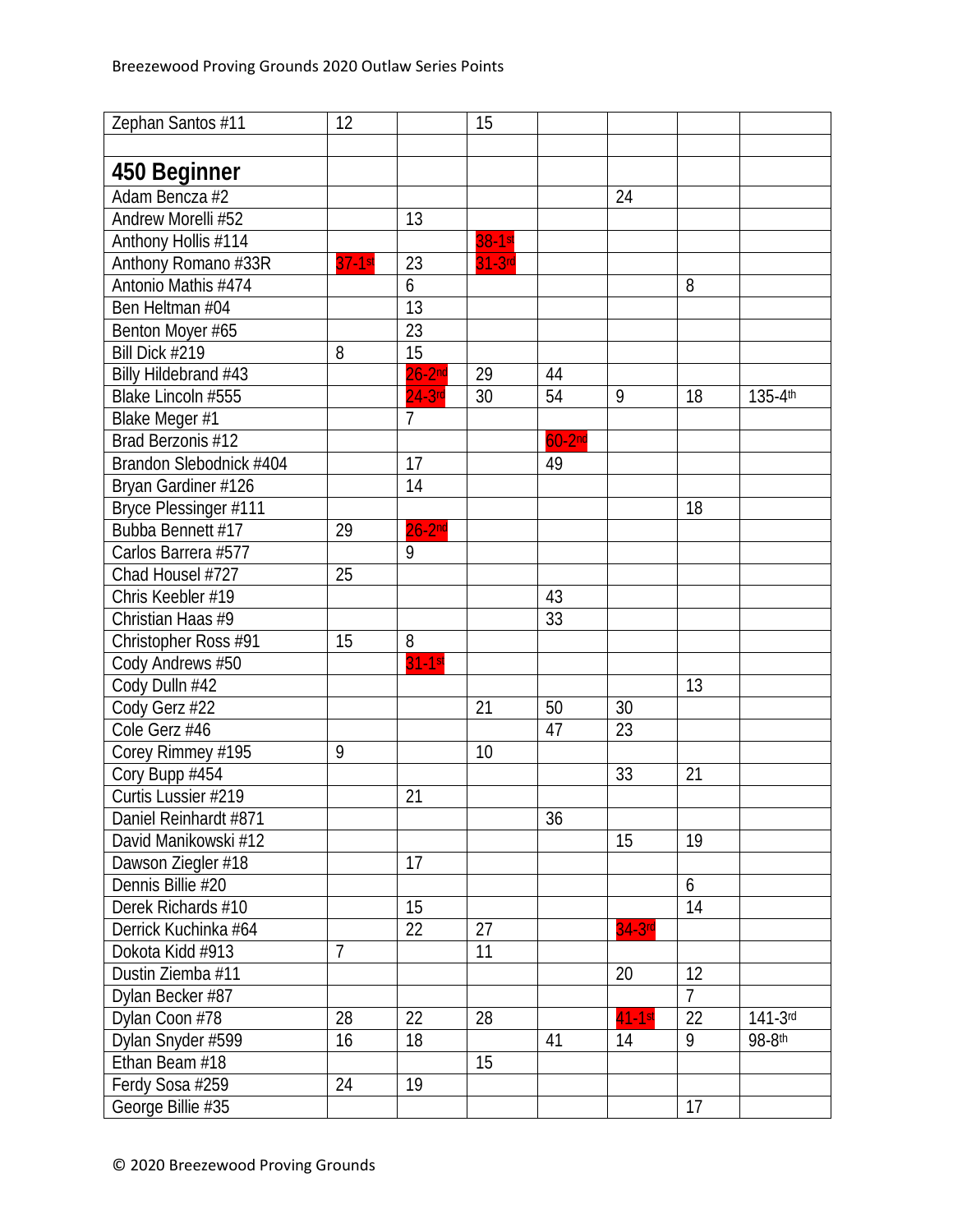| | | | | | | | |
|---|---|---|---|---|---|---|---|
| Zephan Santos #11 | 12 | | 15 | | | | |
| | | | | | | | |
| **450 Beginner** | | | | | | | |
| Adam Bencza #2 | | | | | 24 | | |
| Andrew Morelli #52 | | 13 | | | | | |
| Anthony Hollis #114 | | | 38-1st | | | | |
| Anthony Romano #33R | 37-1st | 23 | 31-3rd | | | | |
| Antonio Mathis #474 | | 6 | | | | 8 | |
| Ben Heltman #04 | | 13 | | | | | |
| Benton Moyer #65 | | 23 | | | | | |
| Bill Dick #219 | 8 | 15 | | | | | |
| Billy Hildebrand #43 | | 26-2nd | 29 | 44 | | | |
| Blake Lincoln #555 | | 24-3rd | 30 | 54 | 9 | 18 | 135-4th |
| Blake Meger #1 | | 7 | | | | | |
| Brad Berzonis #12 | | | | 60-2nd | | | |
| Brandon Slebodnick #404 | | 17 | | 49 | | | |
| Bryan Gardiner #126 | | 14 | | | | | |
| Bryce Plessinger #111 | | | | | | 18 | |
| Bubba Bennett #17 | 29 | 26-2nd | | | | | |
| Carlos Barrera #577 | | 9 | | | | | |
| Chad Housel #727 | 25 | | | | | | |
| Chris Keebler #19 | | | | 43 | | | |
| Christian Haas #9 | | | | 33 | | | |
| Christopher Ross #91 | 15 | 8 | | | | | |
| Cody Andrews #50 | | 31-1st | | | | | |
| Cody Dulln #42 | | | | | | 13 | |
| Cody Gerz #22 | | | 21 | 50 | 30 | | |
| Cole Gerz #46 | | | | 47 | 23 | | |
| Corey Rimmey #195 | 9 | | 10 | | | | |
| Cory Bupp #454 | | | | | 33 | 21 | |
| Curtis Lussier #219 | | 21 | | | | | |
| Daniel Reinhardt #871 | | | | 36 | | | |
| David Manikowski #12 | | | | | 15 | 19 | |
| Dawson Ziegler #18 | | 17 | | | | | |
| Dennis Billie #20 | | | | | | 6 | |
| Derek Richards #10 | | 15 | | | | 14 | |
| Derrick Kuchinka #64 | | 22 | 27 | | 34-3rd | | |
| Dokota Kidd #913 | 7 | | 11 | | | | |
| Dustin Ziemba #11 | | | | | 20 | 12 | |
| Dylan Becker #87 | | | | | | 7 | |
| Dylan Coon #78 | 28 | 22 | 28 | | 41-1st | 22 | 141-3rd |
| Dylan Snyder #599 | 16 | 18 | | 41 | 14 | 9 | 98-8th |
| Ethan Beam #18 | | | 15 | | | | |
| Ferdy Sosa #259 | 24 | 19 | | | | | |
| George Billie #35 | | | | | | 17 | |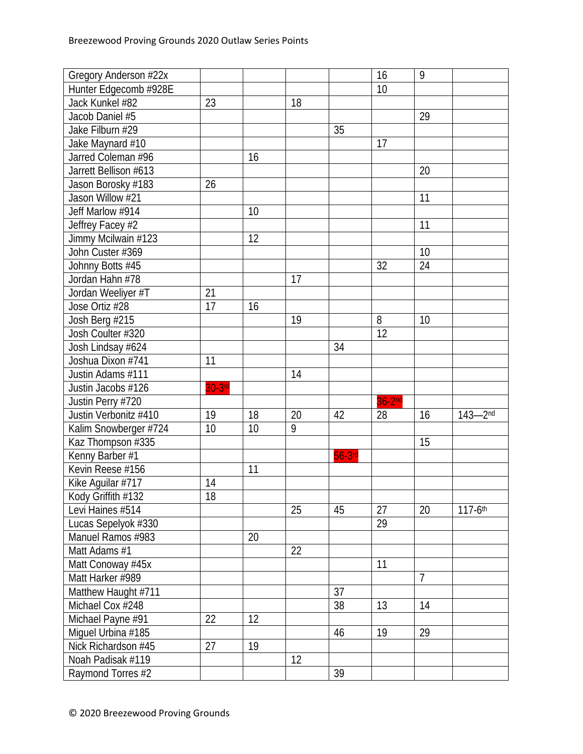| | | | | | | | |
|---|---|---|---|---|---|---|---|
| Gregory Anderson #22x | | | | | 16 | 9 | |
| Hunter Edgecomb #928E | | | | | 10 | | |
| Jack Kunkel #82 | 23 | | 18 | | | | |
| Jacob Daniel #5 | | | | | | 29 | |
| Jake Filburn #29 | | | | 35 | | | |
| Jake Maynard #10 | | | | | 17 | | |
| Jarred Coleman #96 | | 16 | | | | | |
| Jarrett Bellison #613 | | | | | | 20 | |
| Jason Borosky #183 | 26 | | | | | | |
| Jason Willow #21 | | | | | | 11 | |
| Jeff Marlow #914 | | 10 | | | | | |
| Jeffrey Facey #2 | | | | | | 11 | |
| Jimmy Mcilwain #123 | | 12 | | | | | |
| John Custer #369 | | | | | | 10 | |
| Johnny Botts #45 | | | | | 32 | 24 | |
| Jordan Hahn #78 | | | 17 | | | | |
| Jordan Weeliyer #T | 21 | | | | | | |
| Jose Ortiz #28 | 17 | 16 | | | | | |
| Josh Berg #215 | | | 19 | | 8 | 10 | |
| Josh Coulter #320 | | | | | 12 | | |
| Josh Lindsay #624 | | | | 34 | | | |
| Joshua Dixon #741 | 11 | | | | | | |
| Justin Adams #111 | | | 14 | | | | |
| Justin Jacobs #126 | 30-3rd | | | | | | |
| Justin Perry #720 | | | | | 36-2nd | | |
| Justin Verbonitz #410 | 19 | 18 | 20 | 42 | 28 | 16 | 143—2nd |
| Kalim Snowberger #724 | 10 | 10 | 9 | | | | |
| Kaz Thompson #335 | | | | | | 15 | |
| Kenny Barber #1 | | | | 56-3rd | | | |
| Kevin Reese #156 | | 11 | | | | | |
| Kike Aguilar #717 | 14 | | | | | | |
| Kody Griffith #132 | 18 | | | | | | |
| Levi Haines #514 | | | 25 | 45 | 27 | 20 | 117-6th |
| Lucas Sepelyok #330 | | | | | 29 | | |
| Manuel Ramos #983 | | 20 | | | | | |
| Matt Adams #1 | | | 22 | | | | |
| Matt Conoway #45x | | | | | 11 | | |
| Matt Harker #989 | | | | | | 7 | |
| Matthew Haught #711 | | | | 37 | | | |
| Michael Cox #248 | | | | 38 | 13 | 14 | |
| Michael Payne #91 | 22 | 12 | | | | | |
| Miguel Urbina #185 | | | | 46 | 19 | 29 | |
| Nick Richardson #45 | 27 | 19 | | | | | |
| Noah Padisak #119 | | | 12 | | | | |
| Raymond Torres #2 | | | | 39 | | | |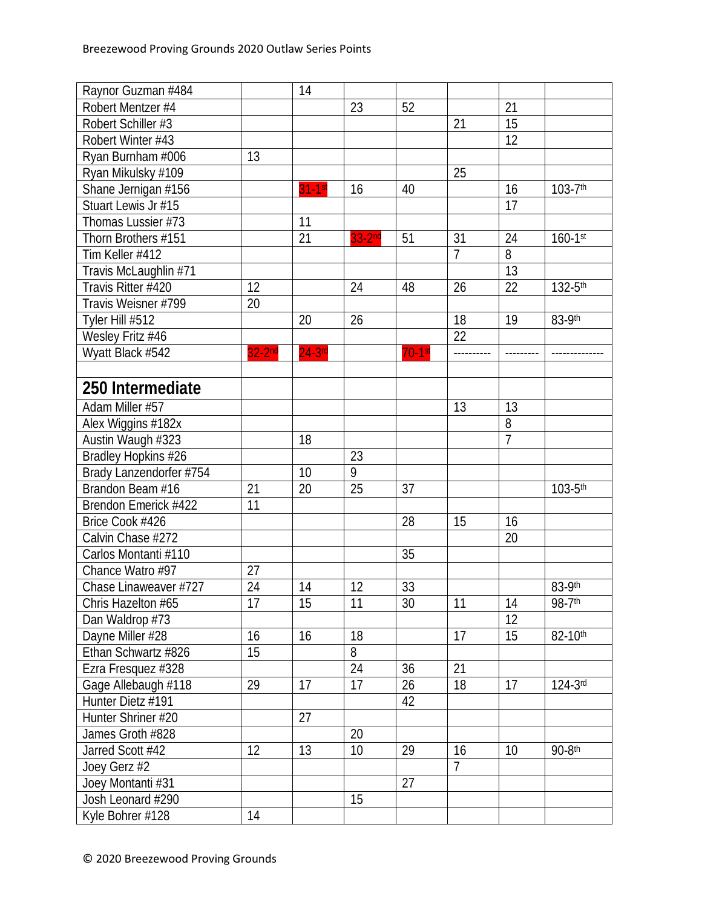| | | | | | | | |
|---|---|---|---|---|---|---|---|
| Raynor Guzman #484 | | 14 | | | | | |
| Robert Mentzer #4 | | | 23 | 52 | | 21 | |
| Robert Schiller #3 | | | | | 21 | 15 | |
| Robert Winter #43 | | | | | | 12 | |
| Ryan Burnham #006 | 13 | | | | | | |
| Ryan Mikulsky #109 | | | | | 25 | | |
| Shane Jernigan #156 | | 31-1st | 16 | 40 | | 16 | 103-7th |
| Stuart Lewis Jr #15 | | | | | | 17 | |
| Thomas Lussier #73 | | 11 | | | | | |
| Thorn Brothers #151 | | 21 | 33-2nd | 51 | 31 | 24 | 160-1st |
| Tim Keller #412 | | | | | 7 | 8 | |
| Travis McLaughlin #71 | | | | | | 13 | |
| Travis Ritter #420 | 12 | | 24 | 48 | 26 | 22 | 132-5th |
| Travis Weisner #799 | 20 | | | | | | |
| Tyler Hill #512 | | 20 | 26 | | 18 | 19 | 83-9th |
| Wesley Fritz #46 | | | | | 22 | | |
| Wyatt Black #542 | 32-2nd | 24-3rd | | 70-1st | ---------- | --------- | -------------- |
| | | | | | | | |
| **250 Intermediate** | | | | | | | |
| Adam Miller #57 | | | | | 13 | 13 | |
| Alex Wiggins #182x | | | | | | 8 | |
| Austin Waugh #323 | | 18 | | | | 7 | |
| Bradley Hopkins #26 | | | 23 | | | | |
| Brady Lanzendorfer #754 | | 10 | 9 | | | | |
| Brandon Beam #16 | 21 | 20 | 25 | 37 | | | 103-5th |
| Brendon Emerick #422 | 11 | | | | | | |
| Brice Cook #426 | | | | 28 | 15 | 16 | |
| Calvin Chase #272 | | | | | | 20 | |
| Carlos Montanti #110 | | | | 35 | | | |
| Chance Watro #97 | 27 | | | | | | |
| Chase Linaweaver #727 | 24 | 14 | 12 | 33 | | | 83-9th |
| Chris Hazelton #65 | 17 | 15 | 11 | 30 | 11 | 14 | 98-7th |
| Dan Waldrop #73 | | | | | | 12 | |
| Dayne Miller #28 | 16 | 16 | 18 | | 17 | 15 | 82-10th |
| Ethan Schwartz #826 | 15 | | 8 | | | | |
| Ezra Fresquez #328 | | | 24 | 36 | 21 | | |
| Gage Allebaugh #118 | 29 | 17 | 17 | 26 | 18 | 17 | 124-3rd |
| Hunter Dietz #191 | | | | 42 | | | |
| Hunter Shriner #20 | | 27 | | | | | |
| James Groth #828 | | | 20 | | | | |
| Jarred Scott #42 | 12 | 13 | 10 | 29 | 16 | 10 | 90-8th |
| Joey Gerz #2 | | | | | 7 | | |
| Joey Montanti #31 | | | | 27 | | | |
| Josh Leonard #290 | | | 15 | | | | |
| Kyle Bohrer #128 | 14 | | | | | | |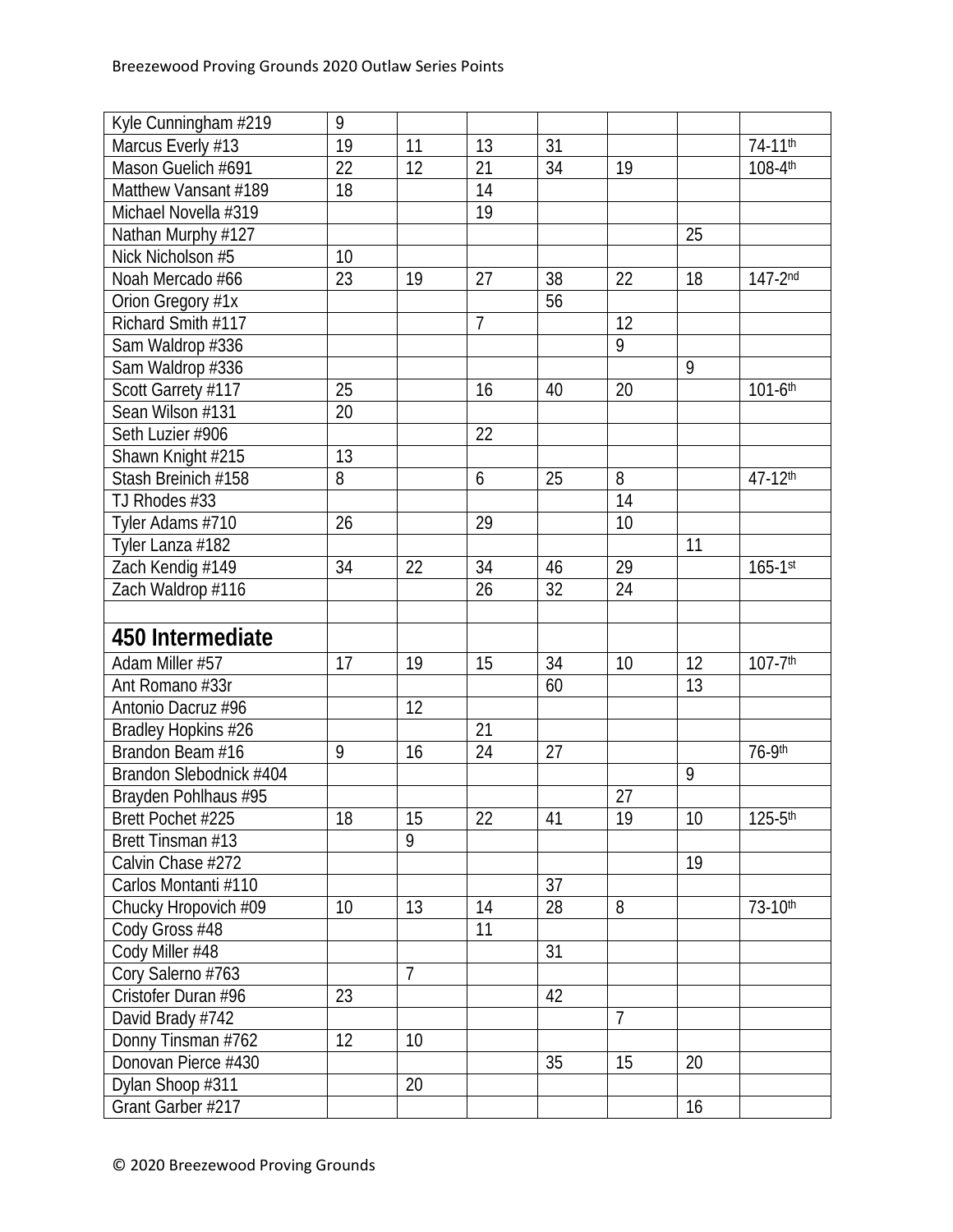| | | | | | | | |
|---|---|---|---|---|---|---|---|
| Kyle Cunningham #219 | 9 | | | | | | |
| Marcus Everly #13 | 19 | 11 | 13 | 31 | | | 74-11th |
| Mason Guelich #691 | 22 | 12 | 21 | 34 | 19 | | 108-4th |
| Matthew Vansant #189 | 18 | | 14 | | | | |
| Michael Novella #319 | | | 19 | | | | |
| Nathan Murphy #127 | | | | | | 25 | |
| Nick Nicholson #5 | 10 | | | | | | |
| Noah Mercado #66 | 23 | 19 | 27 | 38 | 22 | 18 | 147-2nd |
| Orion Gregory #1x | | | | 56 | | | |
| Richard Smith #117 | | | 7 | | 12 | | |
| Sam Waldrop #336 | | | | | 9 | | |
| Sam Waldrop #336 | | | | | | 9 | |
| Scott Garrety #117 | 25 | | 16 | 40 | 20 | | 101-6th |
| Sean Wilson #131 | 20 | | | | | | |
| Seth Luzier #906 | | | 22 | | | | |
| Shawn Knight #215 | 13 | | | | | | |
| Stash Breinich #158 | 8 | | 6 | 25 | 8 | | 47-12th |
| TJ Rhodes #33 | | | | | 14 | | |
| Tyler Adams #710 | 26 | | 29 | | 10 | | |
| Tyler Lanza #182 | | | | | | 11 | |
| Zach Kendig #149 | 34 | 22 | 34 | 46 | 29 | | 165-1st |
| Zach Waldrop #116 | | | 26 | 32 | 24 | | |
| | | | | | | | |
| **450 Intermediate** | | | | | | | |
| Adam Miller #57 | 17 | 19 | 15 | 34 | 10 | 12 | 107-7th |
| Ant Romano #33r | | | | 60 | | 13 | |
| Antonio Dacruz #96 | | 12 | | | | | |
| Bradley Hopkins #26 | | | 21 | | | | |
| Brandon Beam #16 | 9 | 16 | 24 | 27 | | | 76-9th |
| Brandon Slebodnick #404 | | | | | | 9 | |
| Brayden Pohlhaus #95 | | | | | 27 | | |
| Brett Pochet #225 | 18 | 15 | 22 | 41 | 19 | 10 | 125-5th |
| Brett Tinsman #13 | | 9 | | | | | |
| Calvin Chase #272 | | | | | | 19 | |
| Carlos Montanti #110 | | | | 37 | | | |
| Chucky Hropovich #09 | 10 | 13 | 14 | 28 | 8 | | 73-10th |
| Cody Gross #48 | | | 11 | | | | |
| Cody Miller #48 | | | | 31 | | | |
| Cory Salerno #763 | | 7 | | | | | |
| Cristofer Duran #96 | 23 | | | 42 | | | |
| David Brady #742 | | | | | 7 | | |
| Donny Tinsman #762 | 12 | 10 | | | | | |
| Donovan Pierce #430 | | | | 35 | 15 | 20 | |
| Dylan Shoop #311 | | 20 | | | | | |
| Grant Garber #217 | | | | | | 16 | |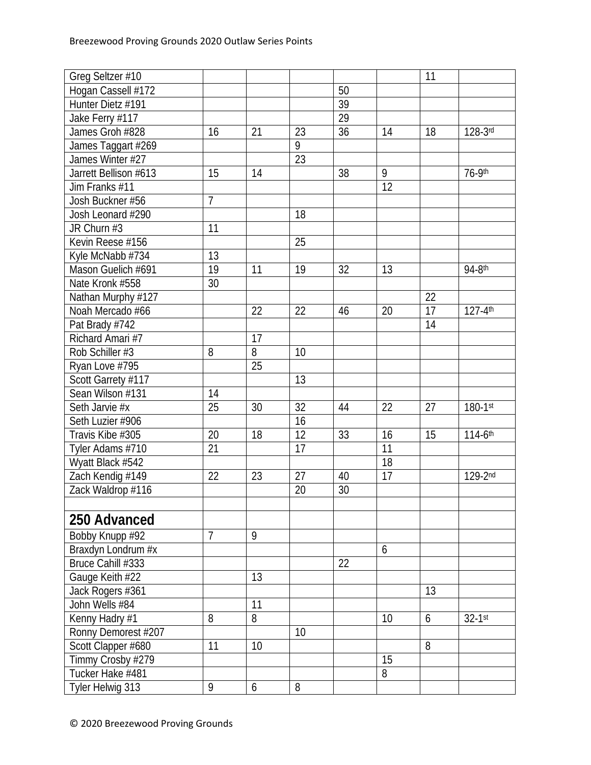| | | | | | | | |
|---|---|---|---|---|---|---|---|
| Greg Seltzer #10 | | | | | | 11 | |
| Hogan Cassell #172 | | | | 50 | | | |
| Hunter Dietz #191 | | | | 39 | | | |
| Jake Ferry #117 | | | | 29 | | | |
| James Groh #828 | 16 | 21 | 23 | 36 | 14 | 18 | 128-3rd |
| James Taggart #269 | | | 9 | | | | |
| James Winter #27 | | | 23 | | | | |
| Jarrett Bellison #613 | 15 | 14 | | 38 | 9 | | 76-9th |
| Jim Franks #11 | | | | | 12 | | |
| Josh Buckner #56 | 7 | | | | | | |
| Josh Leonard #290 | | | 18 | | | | |
| JR Churn #3 | 11 | | | | | | |
| Kevin Reese #156 | | | 25 | | | | |
| Kyle McNabb #734 | 13 | | | | | | |
| Mason Guelich #691 | 19 | 11 | 19 | 32 | 13 | | 94-8th |
| Nate Kronk #558 | 30 | | | | | | |
| Nathan Murphy #127 | | | | | | 22 | |
| Noah Mercado #66 | | 22 | 22 | 46 | 20 | 17 | 127-4th |
| Pat Brady #742 | | | | | | 14 | |
| Richard Amari #7 | | 17 | | | | | |
| Rob Schiller #3 | 8 | 8 | 10 | | | | |
| Ryan Love #795 | | 25 | | | | | |
| Scott Garrety #117 | | | 13 | | | | |
| Sean Wilson #131 | 14 | | | | | | |
| Seth Jarvie #x | 25 | 30 | 32 | 44 | 22 | 27 | 180-1st |
| Seth Luzier #906 | | | 16 | | | | |
| Travis Kibe #305 | 20 | 18 | 12 | 33 | 16 | 15 | 114-6th |
| Tyler Adams #710 | 21 | | 17 | | 11 | | |
| Wyatt Black #542 | | | | | 18 | | |
| Zach Kendig #149 | 22 | 23 | 27 | 40 | 17 | | 129-2nd |
| Zack Waldrop #116 | | | 20 | 30 | | | |
| | | | | | | | |
| **250 Advanced** | | | | | | | |
| Bobby Knupp #92 | 7 | 9 | | | | | |
| Braxdyn Londrum #x | | | | | 6 | | |
| Bruce Cahill #333 | | | | 22 | | | |
| Gauge Keith #22 | | 13 | | | | | |
| Jack Rogers #361 | | | | | | 13 | |
| John Wells #84 | | 11 | | | | | |
| Kenny Hadry #1 | 8 | 8 | | | 10 | 6 | 32-1st |
| Ronny Demorest #207 | | | 10 | | | | |
| Scott Clapper #680 | 11 | 10 | | | | 8 | |
| Timmy Crosby #279 | | | | | 15 | | |
| Tucker Hake #481 | | | | | 8 | | |
| Tyler Helwig 313 | 9 | 6 | 8 | | | | |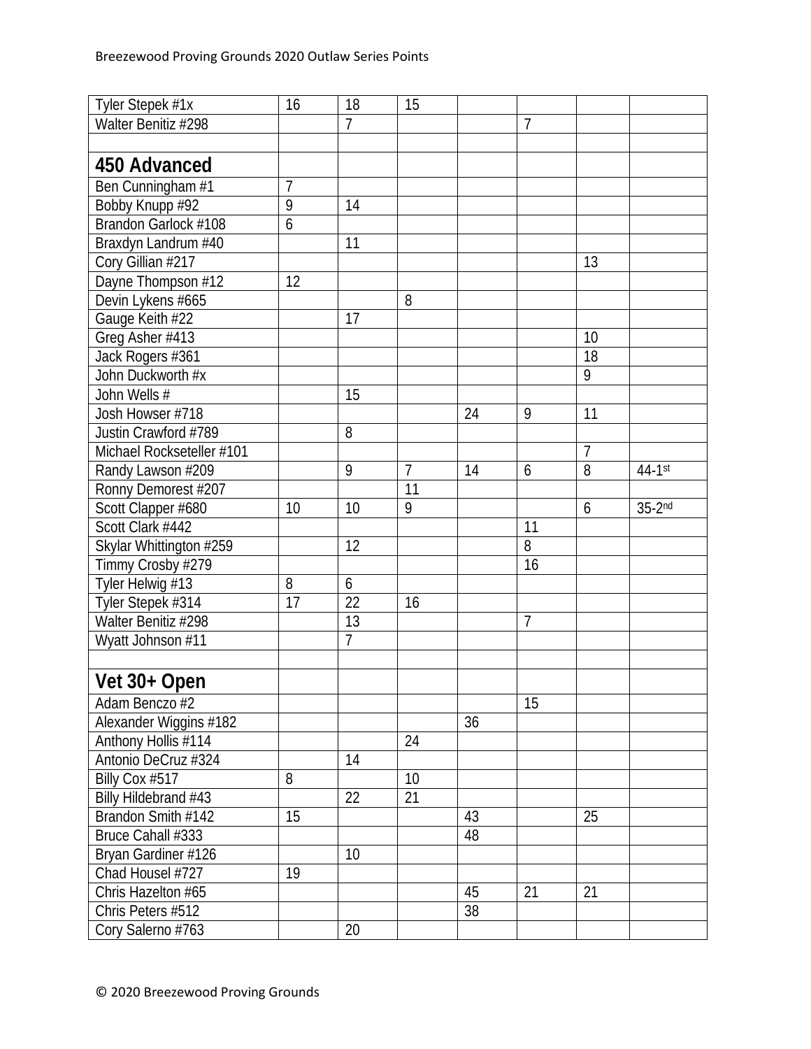| | | | | | | | |
|---|---|---|---|---|---|---|---|
| Tyler Stepek #1x | 16 | 18 | 15 | | | | |
| Walter Benitiz #298 | | 7 | | | 7 | | |
| | | | | | | | |
| **450 Advanced** | | | | | | | |
| Ben Cunningham #1 | 7 | | | | | | |
| Bobby Knupp #92 | 9 | 14 | | | | | |
| Brandon Garlock #108 | 6 | | | | | | |
| Braxdyn Landrum #40 | | 11 | | | | | |
| Cory Gillian #217 | | | | | | 13 | |
| Dayne Thompson #12 | 12 | | | | | | |
| Devin Lykens #665 | | | 8 | | | | |
| Gauge Keith #22 | | 17 | | | | | |
| Greg Asher #413 | | | | | | 10 | |
| Jack Rogers #361 | | | | | | 18 | |
| John Duckworth #x | | | | | | 9 | |
| John Wells # | | 15 | | | | | |
| Josh Howser #718 | | | | 24 | 9 | 11 | |
| Justin Crawford #789 | | 8 | | | | | |
| Michael Rockseteller #101 | | | | | | 7 | |
| Randy Lawson #209 | | 9 | 7 | 14 | 6 | 8 | 44-1st |
| Ronny Demorest #207 | | | 11 | | | | |
| Scott Clapper #680 | 10 | 10 | 9 | | | 6 | 35-2nd |
| Scott Clark #442 | | | | | 11 | | |
| Skylar Whittington #259 | | 12 | | | 8 | | |
| Timmy Crosby #279 | | | | | 16 | | |
| Tyler Helwig #13 | 8 | 6 | | | | | |
| Tyler Stepek #314 | 17 | 22 | 16 | | | | |
| Walter Benitiz #298 | | 13 | | | 7 | | |
| Wyatt Johnson #11 | | 7 | | | | | |
| | | | | | | | |
| **Vet 30+ Open** | | | | | | | |
| Adam Benczo #2 | | | | | 15 | | |
| Alexander Wiggins #182 | | | | 36 | | | |
| Anthony Hollis #114 | | | 24 | | | | |
| Antonio DeCruz #324 | | 14 | | | | | |
| Billy Cox #517 | 8 | | 10 | | | | |
| Billy Hildebrand #43 | | 22 | 21 | | | | |
| Brandon Smith #142 | 15 | | | 43 | | 25 | |
| Bruce Cahall #333 | | | | 48 | | | |
| Bryan Gardiner #126 | | 10 | | | | | |
| Chad Housel #727 | 19 | | | | | | |
| Chris Hazelton #65 | | | | 45 | 21 | 21 | |
| Chris Peters #512 | | | | 38 | | | |
| Cory Salerno #763 | | 20 | | | | | |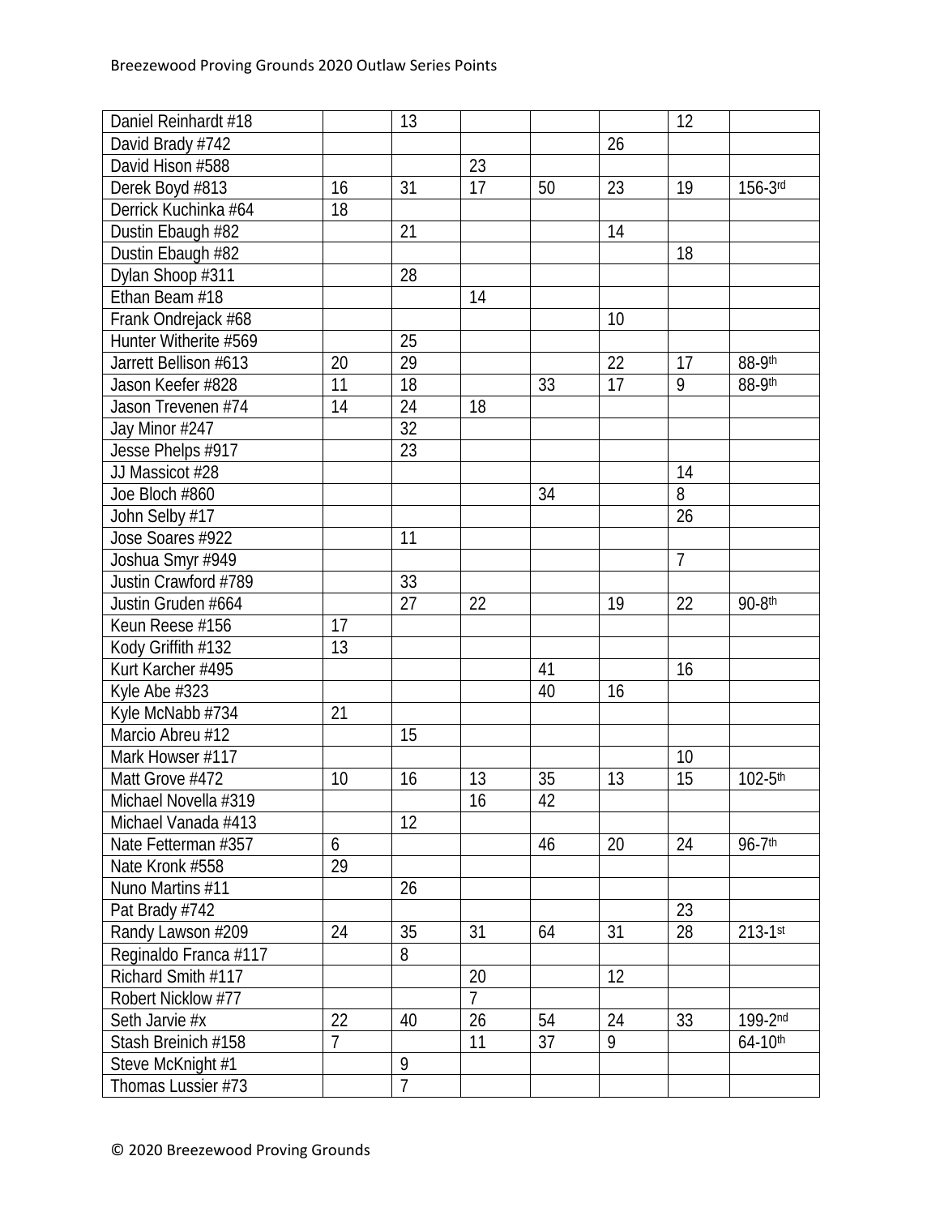| | | | | | | | |
|---|---|---|---|---|---|---|---|
| Daniel Reinhardt #18 | | 13 | | | | 12 | |
| David Brady #742 | | | | | 26 | | |
| David Hison #588 | | | 23 | | | | |
| Derek Boyd #813 | 16 | 31 | 17 | 50 | 23 | 19 | 156-3rd |
| Derrick Kuchinka #64 | 18 | | | | | | |
| Dustin Ebaugh #82 | | 21 | | | 14 | | |
| Dustin Ebaugh #82 | | | | | | 18 | |
| Dylan Shoop #311 | | 28 | | | | | |
| Ethan Beam #18 | | | 14 | | | | |
| Frank Ondrejack #68 | | | | | 10 | | |
| Hunter Witherite #569 | | 25 | | | | | |
| Jarrett Bellison #613 | 20 | 29 | | | 22 | 17 | 88-9th |
| Jason Keefer #828 | 11 | 18 | | 33 | 17 | 9 | 88-9th |
| Jason Trevenen #74 | 14 | 24 | 18 | | | | |
| Jay Minor #247 | | 32 | | | | | |
| Jesse Phelps #917 | | 23 | | | | | |
| JJ Massicot #28 | | | | | | 14 | |
| Joe Bloch #860 | | | | 34 | | 8 | |
| John Selby #17 | | | | | | 26 | |
| Jose Soares #922 | | 11 | | | | | |
| Joshua Smyr #949 | | | | | | 7 | |
| Justin Crawford #789 | | 33 | | | | | |
| Justin Gruden #664 | | 27 | 22 | | 19 | 22 | 90-8th |
| Keun Reese #156 | 17 | | | | | | |
| Kody Griffith #132 | 13 | | | | | | |
| Kurt Karcher #495 | | | | 41 | | 16 | |
| Kyle Abe #323 | | | | 40 | 16 | | |
| Kyle McNabb #734 | 21 | | | | | | |
| Marcio Abreu #12 | | 15 | | | | | |
| Mark Howser #117 | | | | | | 10 | |
| Matt Grove #472 | 10 | 16 | 13 | 35 | 13 | 15 | 102-5th |
| Michael Novella #319 | | | 16 | 42 | | | |
| Michael Vanada #413 | | 12 | | | | | |
| Nate Fetterman #357 | 6 | | | 46 | 20 | 24 | 96-7th |
| Nate Kronk #558 | 29 | | | | | | |
| Nuno Martins #11 | | 26 | | | | | |
| Pat Brady #742 | | | | | | 23 | |
| Randy Lawson #209 | 24 | 35 | 31 | 64 | 31 | 28 | 213-1st |
| Reginaldo Franca #117 | | 8 | | | | | |
| Richard Smith #117 | | | 20 | | 12 | | |
| Robert Nicklow #77 | | | 7 | | | | |
| Seth Jarvie #x | 22 | 40 | 26 | 54 | 24 | 33 | 199-2nd |
| Stash Breinich #158 | 7 | | 11 | 37 | 9 | | 64-10th |
| Steve McKnight #1 | | 9 | | | | | |
| Thomas Lussier #73 | | 7 | | | | | |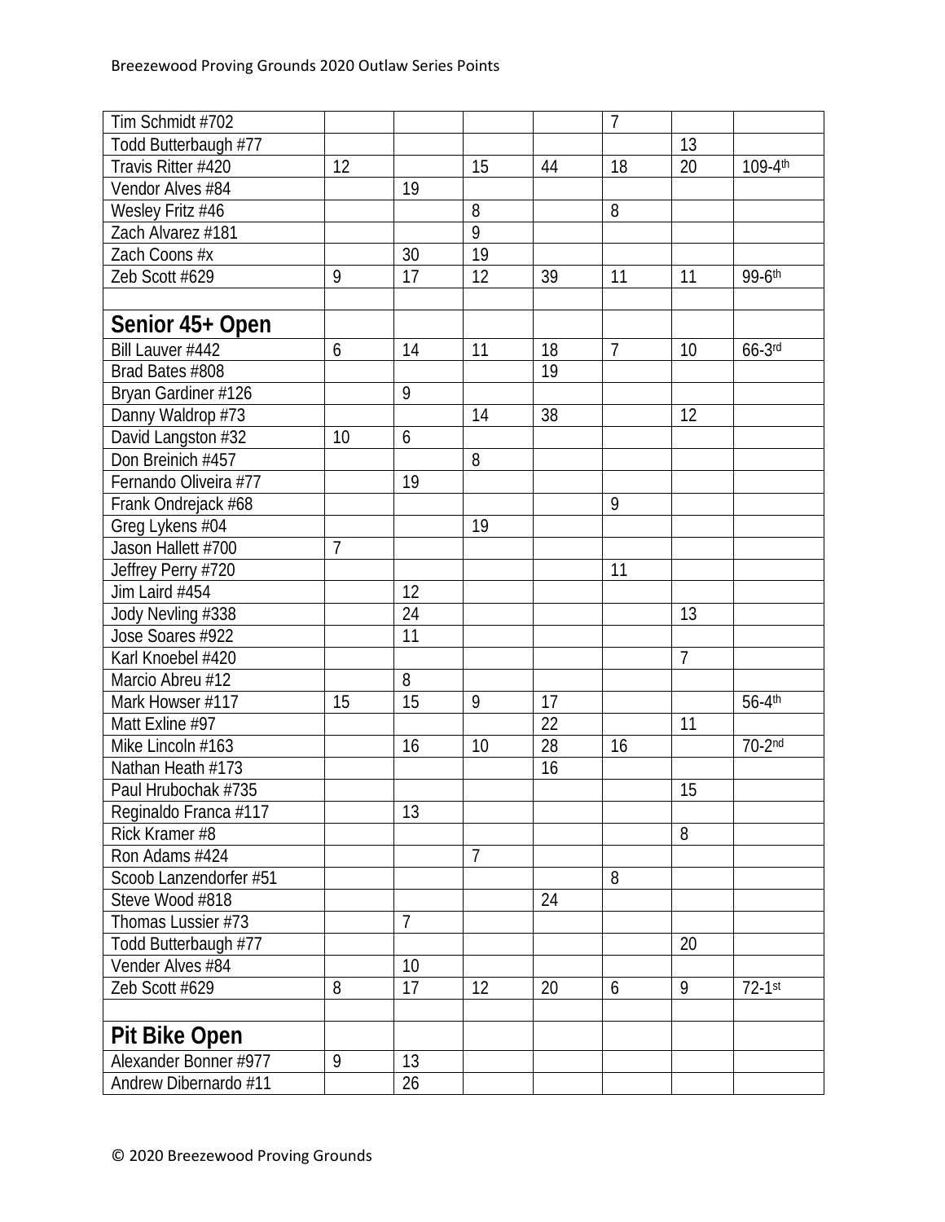| | | | | | | | |
|---|---|---|---|---|---|---|---|
| Tim Schmidt #702 | | | | | 7 | | |
| Todd Butterbaugh #77 | | | | | | 13 | |
| Travis Ritter #420 | 12 | | 15 | 44 | 18 | 20 | 109-4th |
| Vendor Alves #84 | | 19 | | | | | |
| Wesley Fritz #46 | | | 8 | | 8 | | |
| Zach Alvarez #181 | | | 9 | | | | |
| Zach Coons #x | | 30 | 19 | | | | |
| Zeb Scott #629 | 9 | 17 | 12 | 39 | 11 | 11 | 99-6th |
| | | | | | | | |
| **Senior 45+ Open** | | | | | | | |
| Bill Lauver #442 | 6 | 14 | 11 | 18 | 7 | 10 | 66-3rd |
| Brad Bates #808 | | | | 19 | | | |
| Bryan Gardiner #126 | | 9 | | | | | |
| Danny Waldrop #73 | | | 14 | 38 | | 12 | |
| David Langston #32 | 10 | 6 | | | | | |
| Don Breinich #457 | | | 8 | | | | |
| Fernando Oliveira #77 | | 19 | | | | | |
| Frank Ondrejack #68 | | | | | 9 | | |
| Greg Lykens #04 | | | 19 | | | | |
| Jason Hallett #700 | 7 | | | | | | |
| Jeffrey Perry #720 | | | | | 11 | | |
| Jim Laird #454 | | 12 | | | | | |
| Jody Nevling #338 | | 24 | | | | 13 | |
| Jose Soares #922 | | 11 | | | | | |
| Karl Knoebel #420 | | | | | | 7 | |
| Marcio Abreu #12 | | 8 | | | | | |
| Mark Howser #117 | 15 | 15 | 9 | 17 | | | 56-4th |
| Matt Exline #97 | | | | 22 | | 11 | |
| Mike Lincoln #163 | | 16 | 10 | 28 | 16 | | 70-2nd |
| Nathan Heath #173 | | | | 16 | | | |
| Paul Hrubochak #735 | | | | | | 15 | |
| Reginaldo Franca #117 | | 13 | | | | | |
| Rick Kramer #8 | | | | | | 8 | |
| Ron Adams #424 | | | 7 | | | | |
| Scoob Lanzendorfer #51 | | | | | 8 | | |
| Steve Wood #818 | | | | 24 | | | |
| Thomas Lussier #73 | | 7 | | | | | |
| Todd Butterbaugh #77 | | | | | | 20 | |
| Vender Alves #84 | | 10 | | | | | |
| Zeb Scott #629 | 8 | 17 | 12 | 20 | 6 | 9 | 72-1st |
| | | | | | | | |
| **Pit Bike Open** | | | | | | | |
| Alexander Bonner #977 | 9 | 13 | | | | | |
| Andrew Dibernardo #11 | | 26 | | | | | |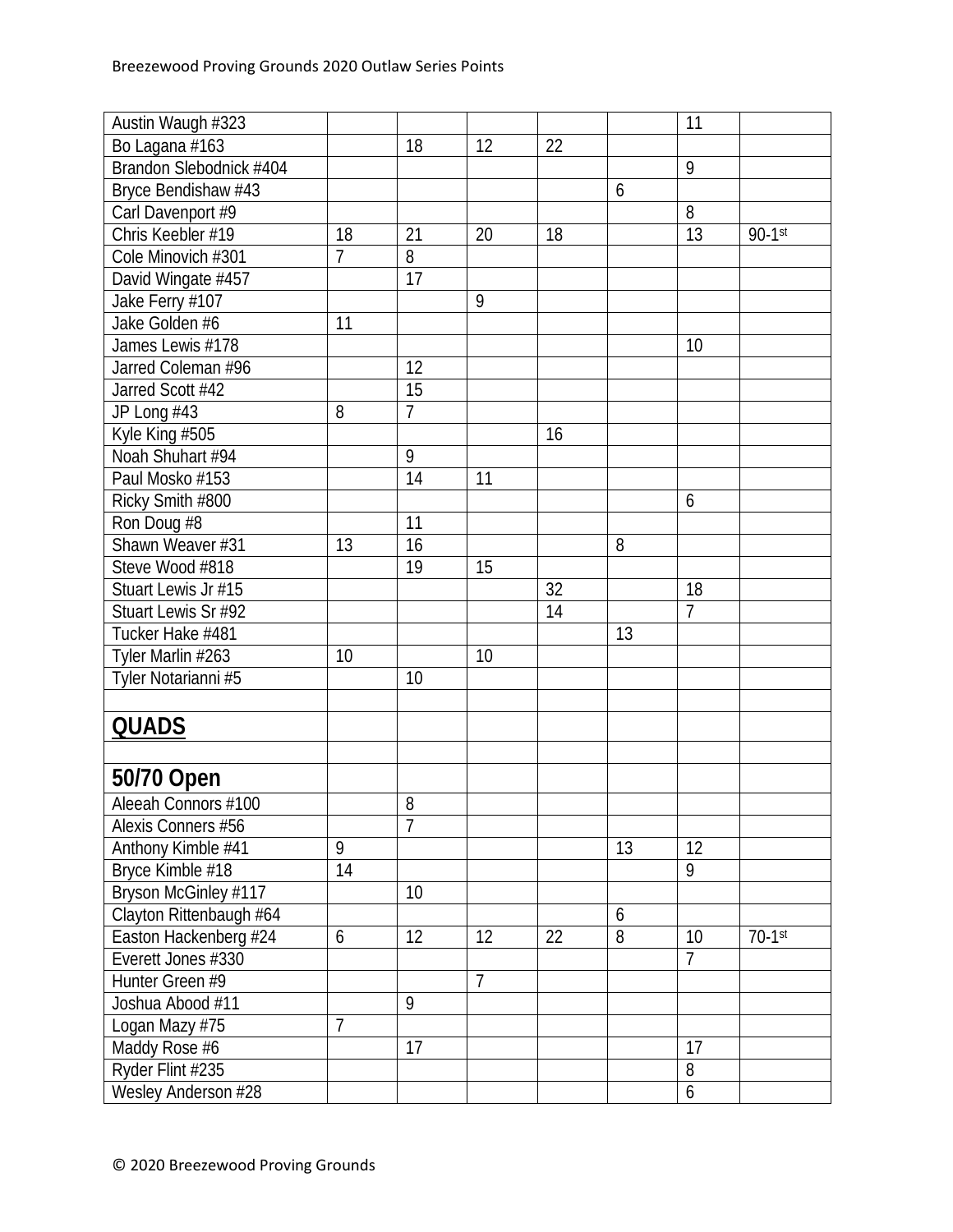| | | | | | | | |
|---|---|---|---|---|---|---|---|
| Austin Waugh #323 | | | | | | 11 | |
| Bo Lagana #163 | | 18 | 12 | 22 | | | |
| Brandon Slebodnick #404 | | | | | | 9 | |
| Bryce Bendishaw #43 | | | | | 6 | | |
| Carl Davenport #9 | | | | | | 8 | |
| Chris Keebler #19 | 18 | 21 | 20 | 18 | | 13 | 90-1st |
| Cole Minovich #301 | 7 | 8 | | | | | |
| David Wingate #457 | | 17 | | | | | |
| Jake Ferry #107 | | | 9 | | | | |
| Jake Golden #6 | 11 | | | | | | |
| James Lewis #178 | | | | | | 10 | |
| Jarred Coleman #96 | | 12 | | | | | |
| Jarred Scott #42 | | 15 | | | | | |
| JP Long #43 | 8 | 7 | | | | | |
| Kyle King #505 | | | | 16 | | | |
| Noah Shuhart #94 | | 9 | | | | | |
| Paul Mosko #153 | | 14 | 11 | | | | |
| Ricky Smith #800 | | | | | | 6 | |
| Ron Doug #8 | | 11 | | | | | |
| Shawn Weaver #31 | 13 | 16 | | | 8 | | |
| Steve Wood #818 | | 19 | 15 | | | | |
| Stuart Lewis Jr #15 | | | | 32 | | 18 | |
| Stuart Lewis Sr #92 | | | | 14 | | 7 | |
| Tucker Hake #481 | | | | | 13 | | |
| Tyler Marlin #263 | 10 | | 10 | | | | |
| Tyler Notarianni #5 | | 10 | | | | | |
| | | | | | | | |
| **QUADS** | | | | | | | |
| | | | | | | | |
| **50/70 Open** | | | | | | | |
| Aleeah Connors #100 | | 8 | | | | | |
| Alexis Conners #56 | | 7 | | | | | |
| Anthony Kimble #41 | 9 | | | | 13 | 12 | |
| Bryce Kimble #18 | 14 | | | | | 9 | |
| Bryson McGinley #117 | | 10 | | | | | |
| Clayton Rittenbaugh #64 | | | | | 6 | | |
| Easton Hackenberg #24 | 6 | 12 | 12 | 22 | 8 | 10 | 70-1st |
| Everett Jones #330 | | | | | | 7 | |
| Hunter Green #9 | | | 7 | | | | |
| Joshua Abood #11 | | 9 | | | | | |
| Logan Mazy #75 | 7 | | | | | | |
| Maddy Rose #6 | | 17 | | | | 17 | |
| Ryder Flint #235 | | | | | | 8 | |
| Wesley Anderson #28 | | | | | | 6 | |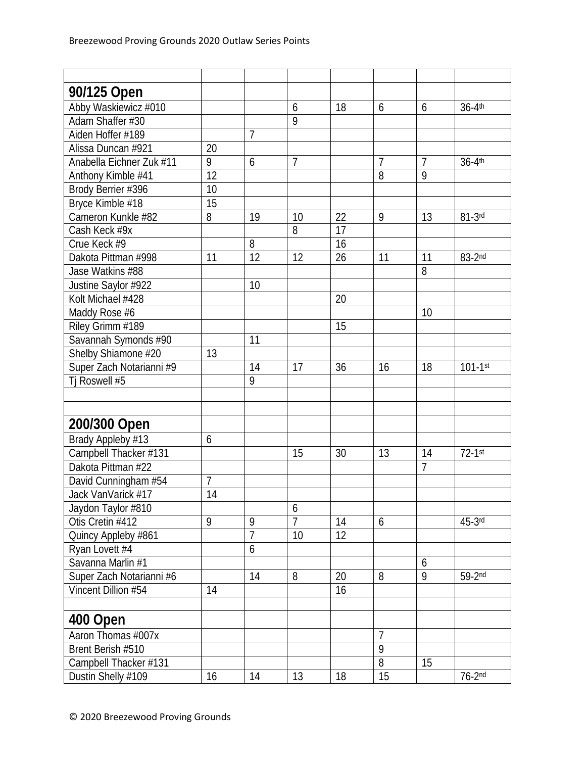| | | | | | | | |
|---|---|---|---|---|---|---|---|
| **90/125 Open** | | | | | | | |
| Abby Waskiewicz #010 | | | 6 | 18 | 6 | 6 | 36-4th |
| Adam Shaffer #30 | | | 9 | | | | |
| Aiden Hoffer #189 | | 7 | | | | | |
| Alissa Duncan #921 | 20 | | | | | | |
| Anabella Eichner Zuk #11 | 9 | 6 | 7 | | 7 | 7 | 36-4th |
| Anthony Kimble #41 | 12 | | | | 8 | 9 | |
| Brody Berrier #396 | 10 | | | | | | |
| Bryce Kimble #18 | 15 | | | | | | |
| Cameron Kunkle #82 | 8 | 19 | 10 | 22 | 9 | 13 | 81-3rd |
| Cash Keck #9x | | | 8 | 17 | | | |
| Crue Keck #9 | | 8 | | 16 | | | |
| Dakota Pittman #998 | 11 | 12 | 12 | 26 | 11 | 11 | 83-2nd |
| Jase Watkins #88 | | | | | | 8 | |
| Justine Saylor #922 | | 10 | | | | | |
| Kolt Michael #428 | | | | 20 | | | |
| Maddy Rose #6 | | | | | | 10 | |
| Riley Grimm #189 | | | | 15 | | | |
| Savannah Symonds #90 | | 11 | | | | | |
| Shelby Shiamone #20 | 13 | | | | | | |
| Super Zach Notarianni #9 | | 14 | 17 | 36 | 16 | 18 | 101-1st |
| Tj Roswell #5 | | 9 | | | | | |
| | | | | | | | |
| | | | | | | | |
| **200/300 Open** | | | | | | | |
| Brady Appleby #13 | 6 | | | | | | |
| Campbell Thacker #131 | | | 15 | 30 | 13 | 14 | 72-1st |
| Dakota Pittman #22 | | | | | | 7 | |
| David Cunningham #54 | 7 | | | | | | |
| Jack VanVarick #17 | 14 | | | | | | |
| Jaydon Taylor #810 | | | 6 | | | | |
| Otis Cretin #412 | 9 | 9 | 7 | 14 | 6 | | 45-3rd |
| Quincy Appleby #861 | | 7 | 10 | 12 | | | |
| Ryan Lovett #4 | | 6 | | | | | |
| Savanna Marlin #1 | | | | | | 6 | |
| Super Zach Notarianni #6 | | 14 | 8 | 20 | 8 | 9 | 59-2nd |
| Vincent Dillion #54 | 14 | | | 16 | | | |
| | | | | | | | |
| **400 Open** | | | | | | | |
| Aaron Thomas #007x | | | | | 7 | | |
| Brent Berish #510 | | | | | 9 | | |
| Campbell Thacker #131 | | | | | 8 | 15 | |
| Dustin Shelly #109 | 16 | 14 | 13 | 18 | 15 | | 76-2nd |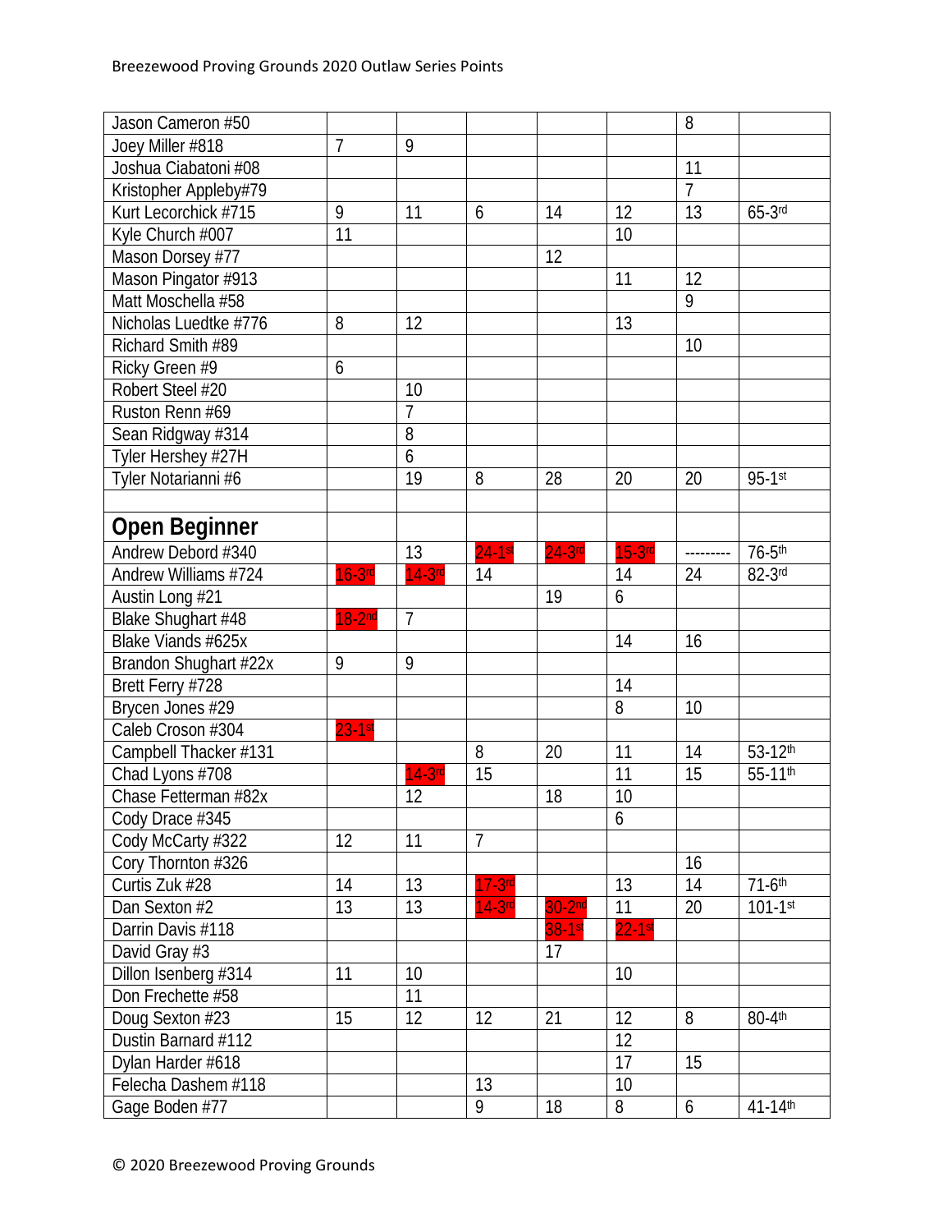| | | | | | | | |
|---|---|---|---|---|---|---|---|
| Jason Cameron #50 | | | | | | 8 | |
| Joey Miller #818 | 7 | 9 | | | | | |
| Joshua Ciabatoni #08 | | | | | | 11 | |
| Kristopher Appleby#79 | | | | | | 7 | |
| Kurt Lecorchick #715 | 9 | 11 | 6 | 14 | 12 | 13 | 65-3rd |
| Kyle Church #007 | 11 | | | | 10 | | |
| Mason Dorsey #77 | | | | 12 | | | |
| Mason Pingator #913 | | | | | 11 | 12 | |
| Matt Moschella #58 | | | | | | 9 | |
| Nicholas Luedtke #776 | 8 | 12 | | | 13 | | |
| Richard Smith #89 | | | | | | 10 | |
| Ricky Green #9 | 6 | | | | | | |
| Robert Steel #20 | | 10 | | | | | |
| Ruston Renn #69 | | 7 | | | | | |
| Sean Ridgway #314 | | 8 | | | | | |
| Tyler Hershey #27H | | 6 | | | | | |
| Tyler Notarianni #6 | | 19 | 8 | 28 | 20 | 20 | 95-1st |
| | | | | | | | |
| **Open Beginner** | | | | | | | |
| Andrew Debord #340 | | 13 | 24-1st | 24-3rd | 15-3rd | --------- | 76-5th |
| Andrew Williams #724 | 16-3rd | 14-3rd | 14 | | 14 | 24 | 82-3rd |
| Austin Long #21 | | | | 19 | 6 | | |
| Blake Shughart #48 | 18-2nd | 7 | | | | | |
| Blake Viands #625x | | | | | 14 | 16 | |
| Brandon Shughart #22x | 9 | 9 | | | | | |
| Brett Ferry #728 | | | | | 14 | | |
| Brycen Jones #29 | | | | | 8 | 10 | |
| Caleb Croson #304 | 23-1st | | | | | | |
| Campbell Thacker #131 | | | 8 | 20 | 11 | 14 | 53-12th |
| Chad Lyons #708 | | 14-3rd | 15 | | 11 | 15 | 55-11th |
| Chase Fetterman #82x | | 12 | | 18 | 10 | | |
| Cody Drace #345 | | | | | 6 | | |
| Cody McCarty #322 | 12 | 11 | 7 | | | | |
| Cory Thornton #326 | | | | | | 16 | |
| Curtis Zuk #28 | 14 | 13 | 17-3rd | | 13 | 14 | 71-6th |
| Dan Sexton #2 | 13 | 13 | 14-3rd | 30-2nd | 11 | 20 | 101-1st |
| Darrin Davis #118 | | | | 38-1st | 22-1st | | |
| David Gray #3 | | | | 17 | | | |
| Dillon Isenberg #314 | 11 | 10 | | | 10 | | |
| Don Frechette #58 | | 11 | | | | | |
| Doug Sexton #23 | 15 | 12 | 12 | 21 | 12 | 8 | 80-4th |
| Dustin Barnard #112 | | | | | 12 | | |
| Dylan Harder #618 | | | | | 17 | 15 | |
| Felecha Dashem #118 | | | 13 | | 10 | | |
| Gage Boden #77 | | | 9 | 18 | 8 | 6 | 41-14th |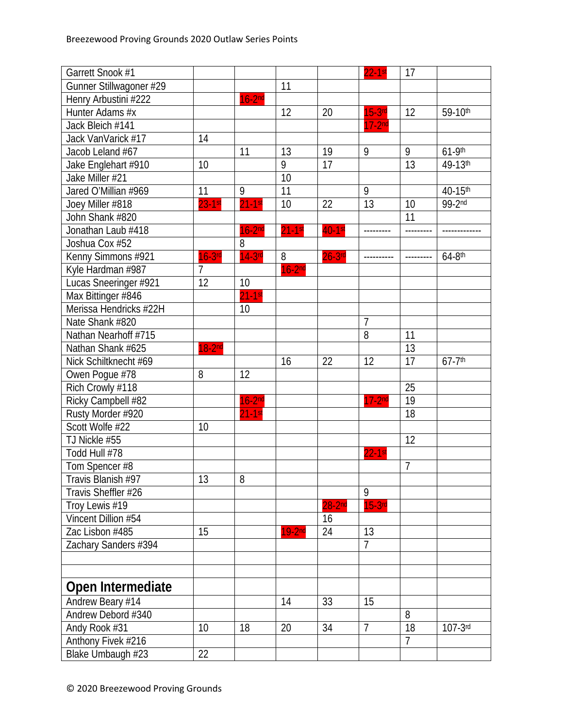| | | | | | | | |
|---|---|---|---|---|---|---|---|
| Garrett Snook #1 | | | | | 22-1st | 17 | |
| Gunner Stillwagoner #29 | | | 11 | | | | |
| Henry Arbustini #222 | | 16-2nd | | | | | |
| Hunter Adams #x | | | 12 | 20 | 15-3rd | 12 | 59-10th |
| Jack Bleich #141 | | | | | 17-2nd | | |
| Jack VanVarick #17 | 14 | | | | | | |
| Jacob Leland #67 | | 11 | 13 | 19 | 9 | 9 | 61-9th |
| Jake Englehart #910 | 10 | | 9 | 17 | | 13 | 49-13th |
| Jake Miller #21 | | | 10 | | | | |
| Jared O'Millian #969 | 11 | 9 | 11 | | 9 | | 40-15th |
| Joey Miller #818 | 23-1st | 21-1st | 10 | 22 | 13 | 10 | 99-2nd |
| John Shank #820 | | | | | | 11 | |
| Jonathan Laub #418 | | 16-2nd | 21-1st | 40-1st | --------- | --------- | ------------- |
| Joshua Cox #52 | | 8 | | | | | |
| Kenny Simmons #921 | 16-3rd | 14-3rd | 8 | 26-3rd | ---------- | --------- | 64-8th |
| Kyle Hardman #987 | 7 | | 16-2nd | | | | |
| Lucas Sneeringer #921 | 12 | 10 | | | | | |
| Max Bittinger #846 | | 21-1st | | | | | |
| Merissa Hendricks #22H | | 10 | | | | | |
| Nate Shank #820 | | | | | 7 | | |
| Nathan Nearhoff #715 | | | | | 8 | 11 | |
| Nathan Shank #625 | 18-2nd | | | | | 13 | |
| Nick Schiltknecht #69 | | | 16 | 22 | 12 | 17 | 67-7th |
| Owen Pogue #78 | 8 | 12 | | | | | |
| Rich Crowly #118 | | | | | | 25 | |
| Ricky Campbell #82 | | 16-2nd | | | 17-2nd | 19 | |
| Rusty Morder #920 | | 21-1st | | | | 18 | |
| Scott Wolfe #22 | 10 | | | | | | |
| TJ Nickle #55 | | | | | | 12 | |
| Todd Hull #78 | | | | | 22-1st | | |
| Tom Spencer #8 | | | | | | 7 | |
| Travis Blanish #97 | 13 | 8 | | | | | |
| Travis Sheffler #26 | | | | | 9 | | |
| Troy Lewis #19 | | | | 28-2nd | 15-3rd | | |
| Vincent Dillion #54 | | | | 16 | | | |
| Zac Lisbon #485 | 15 | | 19-2nd | 24 | 13 | | |
| Zachary Sanders #394 | | | | | 7 | | |
| | | | | | | | |
| | | | | | | | |
| **Open Intermediate** | | | | | | | |
| Andrew Beary #14 | | | 14 | 33 | 15 | | |
| Andrew Debord #340 | | | | | | 8 | |
| Andy Rook #31 | 10 | 18 | 20 | 34 | 7 | 18 | 107-3rd |
| Anthony Fivek #216 | | | | | | 7 | |
| Blake Umbaugh #23 | 22 | | | | | | |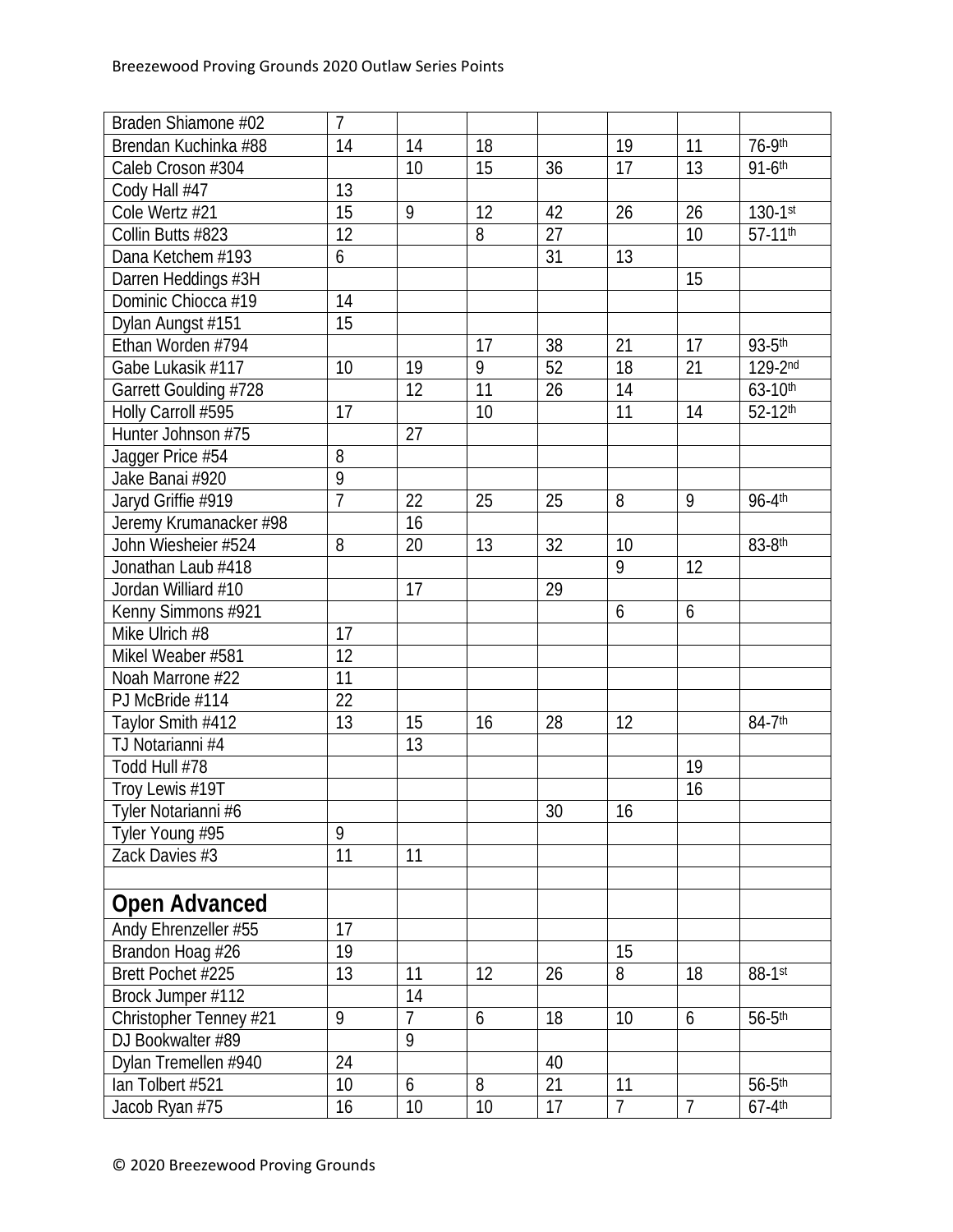| | | | | | | | |
|---|---|---|---|---|---|---|---|
| Braden Shiamone #02 | 7 | | | | | | |
| Brendan Kuchinka #88 | 14 | 14 | 18 | | 19 | 11 | 76-9th |
| Caleb Croson #304 | | 10 | 15 | 36 | 17 | 13 | 91-6th |
| Cody Hall #47 | 13 | | | | | | |
| Cole Wertz #21 | 15 | 9 | 12 | 42 | 26 | 26 | 130-1st |
| Collin Butts #823 | 12 | | 8 | 27 | | 10 | 57-11th |
| Dana Ketchem #193 | 6 | | | 31 | 13 | | |
| Darren Heddings #3H | | | | | | 15 | |
| Dominic Chiocca #19 | 14 | | | | | | |
| Dylan Aungst #151 | 15 | | | | | | |
| Ethan Worden #794 | | | 17 | 38 | 21 | 17 | 93-5th |
| Gabe Lukasik #117 | 10 | 19 | 9 | 52 | 18 | 21 | 129-2nd |
| Garrett Goulding #728 | | 12 | 11 | 26 | 14 | | 63-10th |
| Holly Carroll #595 | 17 | | 10 | | 11 | 14 | 52-12th |
| Hunter Johnson #75 | | 27 | | | | | |
| Jagger Price #54 | 8 | | | | | | |
| Jake Banai #920 | 9 | | | | | | |
| Jaryd Griffie #919 | 7 | 22 | 25 | 25 | 8 | 9 | 96-4th |
| Jeremy Krumanacker #98 | | 16 | | | | | |
| John Wiesheier #524 | 8 | 20 | 13 | 32 | 10 | | 83-8th |
| Jonathan Laub #418 | | | | | 9 | 12 | |
| Jordan Williard #10 | | 17 | | 29 | | | |
| Kenny Simmons #921 | | | | | 6 | 6 | |
| Mike Ulrich #8 | 17 | | | | | | |
| Mikel Weaber #581 | 12 | | | | | | |
| Noah Marrone #22 | 11 | | | | | | |
| PJ McBride #114 | 22 | | | | | | |
| Taylor Smith #412 | 13 | 15 | 16 | 28 | 12 | | 84-7th |
| TJ Notarianni #4 | | 13 | | | | | |
| Todd Hull #78 | | | | | | 19 | |
| Troy Lewis #19T | | | | | | 16 | |
| Tyler Notarianni #6 | | | | 30 | 16 | | |
| Tyler Young #95 | 9 | | | | | | |
| Zack Davies #3 | 11 | 11 | | | | | |
| | | | | | | | |
| **Open Advanced** | | | | | | | |
| Andy Ehrenzeller #55 | 17 | | | | | | |
| Brandon Hoag #26 | 19 | | | | 15 | | |
| Brett Pochet #225 | 13 | 11 | 12 | 26 | 8 | 18 | 88-1st |
| Brock Jumper #112 | | 14 | | | | | |
| Christopher Tenney #21 | 9 | 7 | 6 | 18 | 10 | 6 | 56-5th |
| DJ Bookwalter #89 | | 9 | | | | | |
| Dylan Tremellen #940 | 24 | | | 40 | | | |
| Ian Tolbert #521 | 10 | 6 | 8 | 21 | 11 | | 56-5th |
| Jacob Ryan #75 | 16 | 10 | 10 | 17 | 7 | 7 | 67-4th |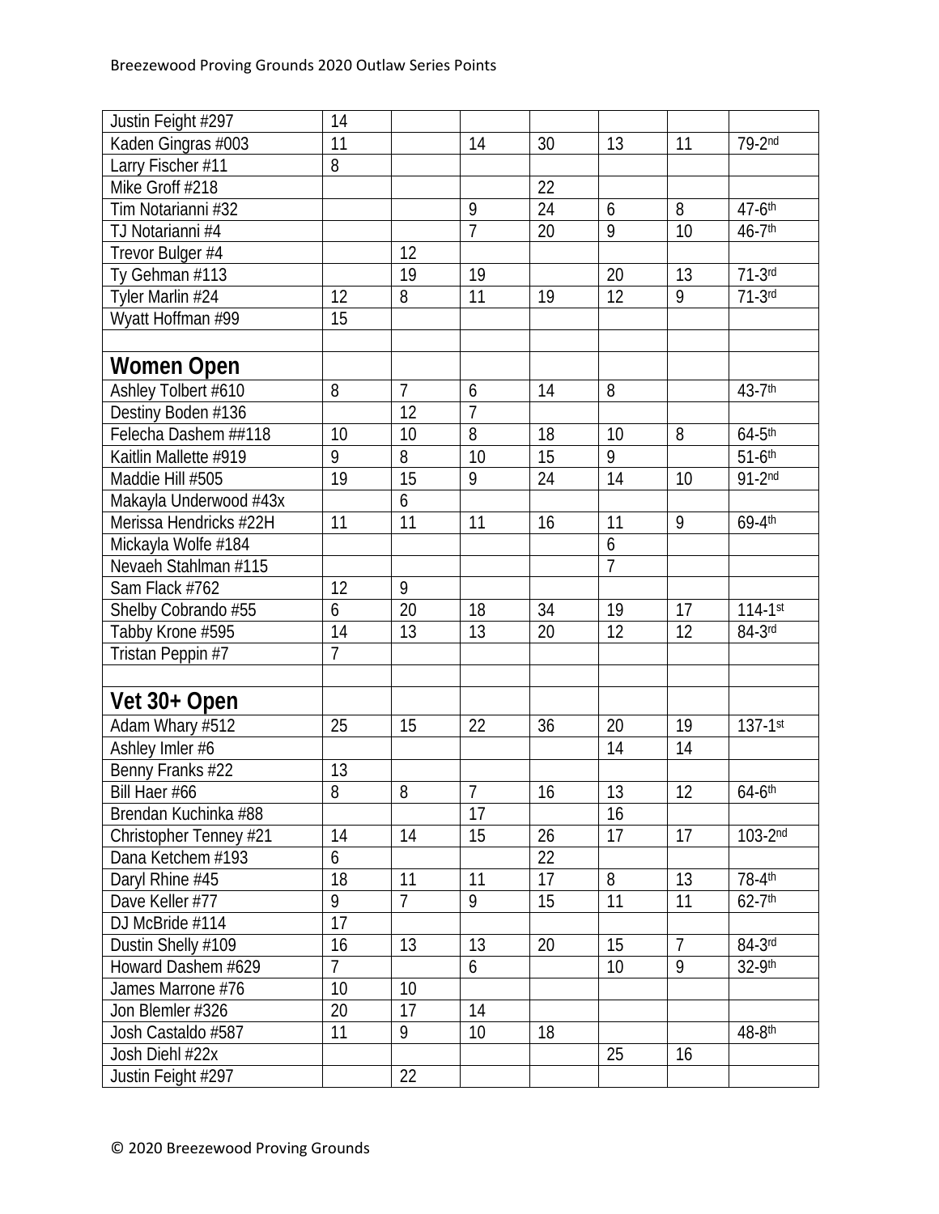| | | | | | | | |
|---|---|---|---|---|---|---|---|
| Justin Feight #297 | 14 | | | | | | |
| Kaden Gingras #003 | 11 | | 14 | 30 | 13 | 11 | 79-2nd |
| Larry Fischer #11 | 8 | | | | | | |
| Mike Groff #218 | | | | 22 | | | |
| Tim Notarianni #32 | | | 9 | 24 | 6 | 8 | 47-6th |
| TJ Notarianni #4 | | | 7 | 20 | 9 | 10 | 46-7th |
| Trevor Bulger #4 | | 12 | | | | | |
| Ty Gehman #113 | | 19 | 19 | | 20 | 13 | 71-3rd |
| Tyler Marlin #24 | 12 | 8 | 11 | 19 | 12 | 9 | 71-3rd |
| Wyatt Hoffman #99 | 15 | | | | | | |
| | | | | | | | |
| **Women Open** | | | | | | | |
| Ashley Tolbert #610 | 8 | 7 | 6 | 14 | 8 | | 43-7th |
| Destiny Boden #136 | | 12 | 7 | | | | |
| Felecha Dashem ##118 | 10 | 10 | 8 | 18 | 10 | 8 | 64-5th |
| Kaitlin Mallette #919 | 9 | 8 | 10 | 15 | 9 | | 51-6th |
| Maddie Hill #505 | 19 | 15 | 9 | 24 | 14 | 10 | 91-2nd |
| Makayla Underwood #43x | | 6 | | | | | |
| Merissa Hendricks #22H | 11 | 11 | 11 | 16 | 11 | 9 | 69-4th |
| Mickayla Wolfe #184 | | | | | 6 | | |
| Nevaeh Stahlman #115 | | | | | 7 | | |
| Sam Flack #762 | 12 | 9 | | | | | |
| Shelby Cobrando #55 | 6 | 20 | 18 | 34 | 19 | 17 | 114-1st |
| Tabby Krone #595 | 14 | 13 | 13 | 20 | 12 | 12 | 84-3rd |
| Tristan Peppin #7 | 7 | | | | | | |
| | | | | | | | |
| **Vet 30+ Open** | | | | | | | |
| Adam Whary #512 | 25 | 15 | 22 | 36 | 20 | 19 | 137-1st |
| Ashley Imler #6 | | | | | 14 | 14 | |
| Benny Franks #22 | 13 | | | | | | |
| Bill Haer #66 | 8 | 8 | 7 | 16 | 13 | 12 | 64-6th |
| Brendan Kuchinka #88 | | | 17 | | 16 | | |
| Christopher Tenney #21 | 14 | 14 | 15 | 26 | 17 | 17 | 103-2nd |
| Dana Ketchem #193 | 6 | | | 22 | | | |
| Daryl Rhine #45 | 18 | 11 | 11 | 17 | 8 | 13 | 78-4th |
| Dave Keller #77 | 9 | 7 | 9 | 15 | 11 | 11 | 62-7th |
| DJ McBride #114 | 17 | | | | | | |
| Dustin Shelly #109 | 16 | 13 | 13 | 20 | 15 | 7 | 84-3rd |
| Howard Dashem #629 | 7 | | 6 | | 10 | 9 | 32-9th |
| James Marrone #76 | 10 | 10 | | | | | |
| Jon Blemler #326 | 20 | 17 | 14 | | | | |
| Josh Castaldo #587 | 11 | 9 | 10 | 18 | | | 48-8th |
| Josh Diehl #22x | | | | | 25 | 16 | |
| Justin Feight #297 | | 22 | | | | | |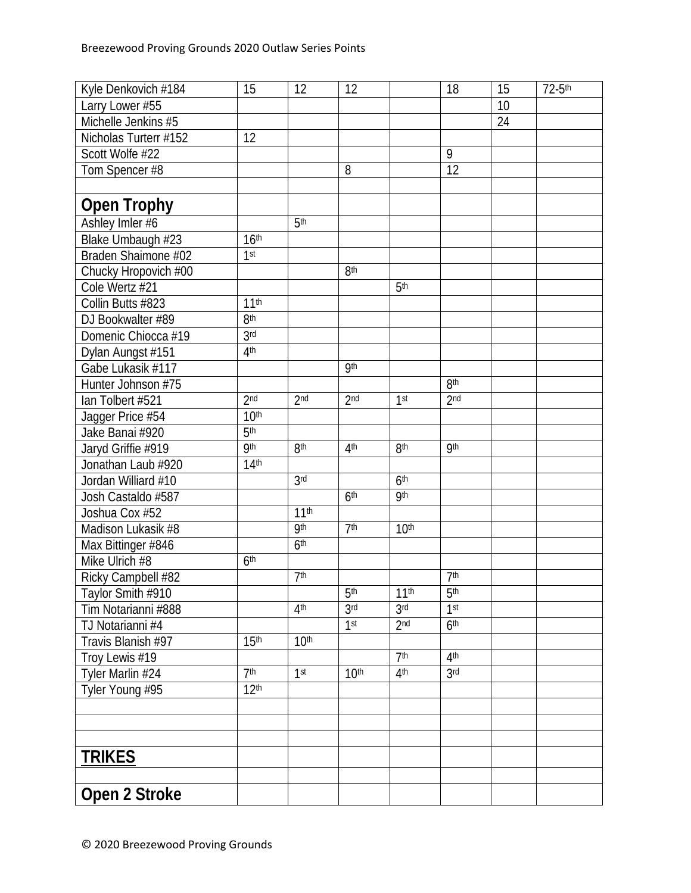| Kyle Denkovich #184 | 15 | 12 | 12 | | 18 | 15 | 72-5th |
|---|---|---|---|---|---|---|---|
| Larry Lower #55 | | | | | | 10 | |
| Michelle Jenkins #5 | | | | | | 24 | |
| Nicholas Turterr #152 | 12 | | | | | | |
| Scott Wolfe #22 | | | | | 9 | | |
| Tom Spencer #8 | | | 8 | | 12 | | |
| | | | | | | | |
| **Open Trophy** | | | | | | | |
| Ashley Imler #6 | | 5th | | | | | |
| Blake Umbaugh #23 | 16th | | | | | | |
| Braden Shaimone #02 | 1st | | | | | | |
| Chucky Hropovich #00 | | | 8th | | | | |
| Cole Wertz #21 | | | | 5th | | | |
| Collin Butts #823 | 11th | | | | | | |
| DJ Bookwalter #89 | 8th | | | | | | |
| Domenic Chiocca #19 | 3rd | | | | | | |
| Dylan Aungst #151 | 4th | | | | | | |
| Gabe Lukasik #117 | | | 9th | | | | |
| Hunter Johnson #75 | | | | | 8th | | |
| Ian Tolbert #521 | 2nd | 2nd | 2nd | 1st | 2nd | | |
| Jagger Price #54 | 10th | | | | | | |
| Jake Banai #920 | 5th | | | | | | |
| Jaryd Griffie #919 | 9th | 8th | 4th | 8th | 9th | | |
| Jonathan Laub #920 | 14th | | | | | | |
| Jordan Williard #10 | | 3rd | | 6th | | | |
| Josh Castaldo #587 | | | 6th | 9th | | | |
| Joshua Cox #52 | | 11th | | | | | |
| Madison Lukasik #8 | | 9th | 7th | 10th | | | |
| Max Bittinger #846 | | 6th | | | | | |
| Mike Ulrich #8 | 6th | | | | | | |
| Ricky Campbell #82 | | 7th | | | 7th | | |
| Taylor Smith #910 | | | 5th | 11th | 5th | | |
| Tim Notarianni #888 | | 4th | 3rd | 3rd | 1st | | |
| TJ Notarianni #4 | | | 1st | 2nd | 6th | | |
| Travis Blanish #97 | 15th | 10th | | | | | |
| Troy Lewis #19 | | | | 7th | 4th | | |
| Tyler Marlin #24 | 7th | 1st | 10th | 4th | 3rd | | |
| Tyler Young #95 | 12th | | | | | | |
| | | | | | | | |
| | | | | | | | |
| | | | | | | | |
| **TRIKES** | | | | | | | |
| | | | | | | | |
| **Open 2 Stroke** | | | | | | | |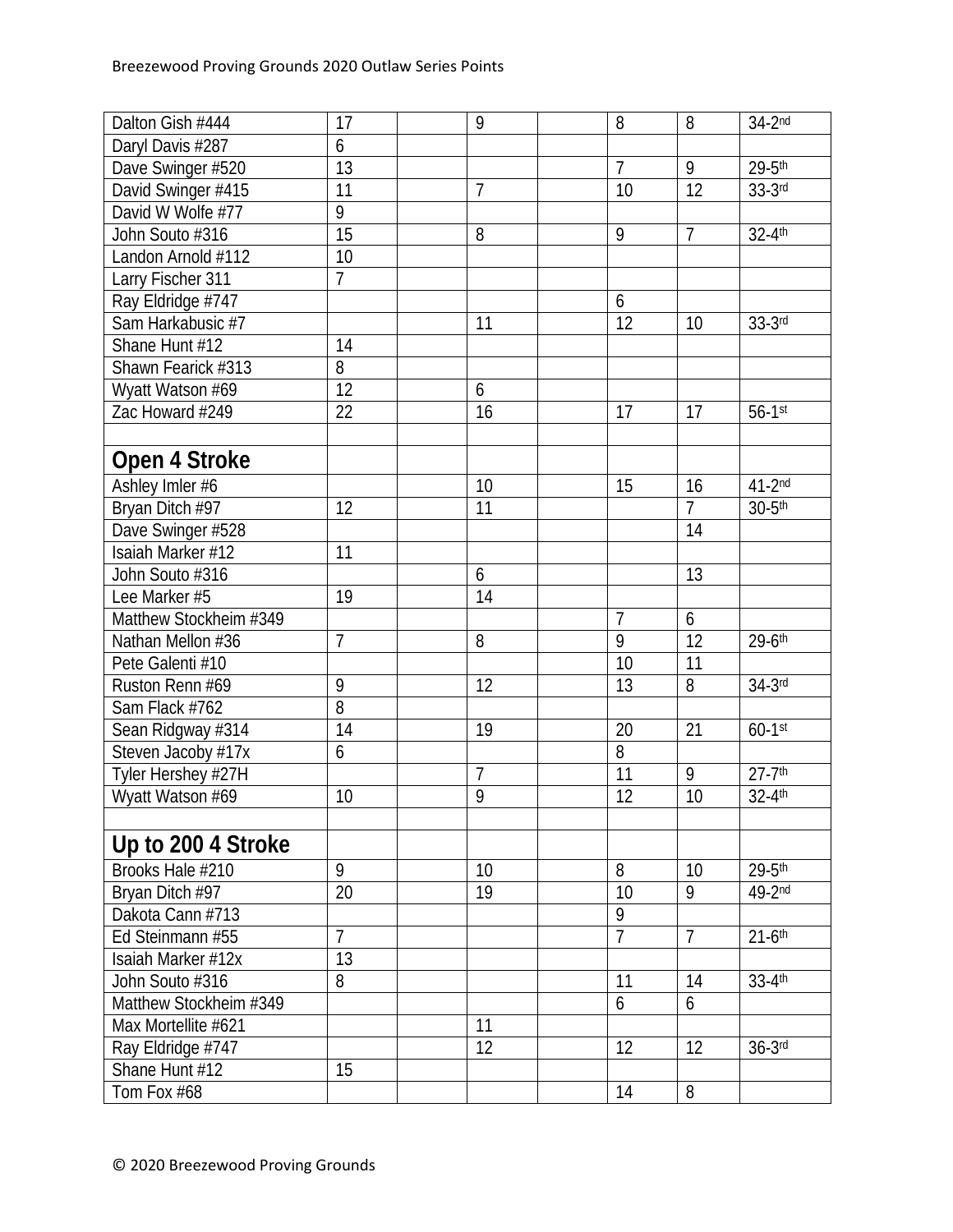| | | | | | | | |
|---|---|---|---|---|---|---|---|
| Dalton Gish #444 | 17 | | 9 | | 8 | 8 | 34-2nd |
| Daryl Davis #287 | 6 | | | | | | |
| Dave Swinger #520 | 13 | | | | 7 | 9 | 29-5th |
| David Swinger #415 | 11 | | 7 | | 10 | 12 | 33-3rd |
| David W Wolfe #77 | 9 | | | | | | |
| John Souto #316 | 15 | | 8 | | 9 | 7 | 32-4th |
| Landon Arnold #112 | 10 | | | | | | |
| Larry Fischer 311 | 7 | | | | | | |
| Ray Eldridge #747 | | | | | 6 | | |
| Sam Harkabusic #7 | | | 11 | | 12 | 10 | 33-3rd |
| Shane Hunt #12 | 14 | | | | | | |
| Shawn Fearick #313 | 8 | | | | | | |
| Wyatt Watson #69 | 12 | | 6 | | | | |
| Zac Howard #249 | 22 | | 16 | | 17 | 17 | 56-1st |
| | | | | | | | |
| **Open 4 Stroke** | | | | | | | |
| Ashley Imler #6 | | | 10 | | 15 | 16 | 41-2nd |
| Bryan Ditch #97 | 12 | | 11 | | | 7 | 30-5th |
| Dave Swinger #528 | | | | | | 14 | |
| Isaiah Marker #12 | 11 | | | | | | |
| John Souto #316 | | | 6 | | | 13 | |
| Lee Marker #5 | 19 | | 14 | | | | |
| Matthew Stockheim #349 | | | | | 7 | 6 | |
| Nathan Mellon #36 | 7 | | 8 | | 9 | 12 | 29-6th |
| Pete Galenti #10 | | | | | 10 | 11 | |
| Ruston Renn #69 | 9 | | 12 | | 13 | 8 | 34-3rd |
| Sam Flack #762 | 8 | | | | | | |
| Sean Ridgway #314 | 14 | | 19 | | 20 | 21 | 60-1st |
| Steven Jacoby #17x | 6 | | | | 8 | | |
| Tyler Hershey #27H | | | 7 | | 11 | 9 | 27-7th |
| Wyatt Watson #69 | 10 | | 9 | | 12 | 10 | 32-4th |
| | | | | | | | |
| **Up to 200 4 Stroke** | | | | | | | |
| Brooks Hale #210 | 9 | | 10 | | 8 | 10 | 29-5th |
| Bryan Ditch #97 | 20 | | 19 | | 10 | 9 | 49-2nd |
| Dakota Cann #713 | | | | | 9 | | |
| Ed Steinmann #55 | 7 | | | | 7 | 7 | 21-6th |
| Isaiah Marker #12x | 13 | | | | | | |
| John Souto #316 | 8 | | | | 11 | 14 | 33-4th |
| Matthew Stockheim #349 | | | | | 6 | 6 | |
| Max Mortellite #621 | | | 11 | | | | |
| Ray Eldridge #747 | | | 12 | | 12 | 12 | 36-3rd |
| Shane Hunt #12 | 15 | | | | | | |
| Tom Fox #68 | | | | | 14 | 8 | |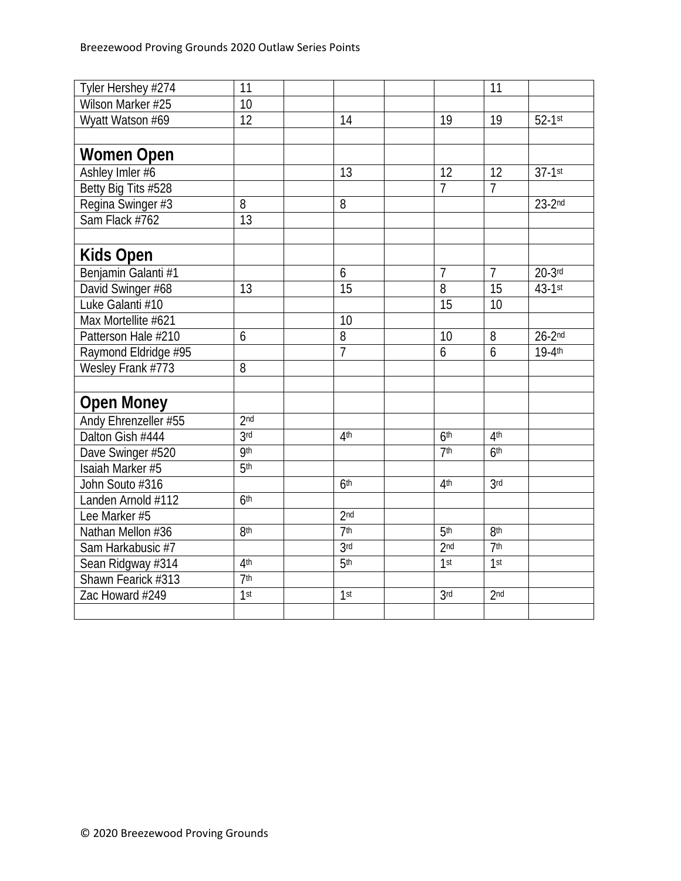| | | | | | | | |
|---|---|---|---|---|---|---|---|
| Tyler Hershey #274 | 11 | | | | | 11 | |
| Wilson Marker #25 | 10 | | | | | | |
| Wyatt Watson #69 | 12 | | 14 | | 19 | 19 | 52-1st |
| | | | | | | | |
| **Women Open** | | | | | | | |
| Ashley Imler #6 | | | 13 | | 12 | 12 | 37-1st |
| Betty Big Tits #528 | | | | | 7 | 7 | |
| Regina Swinger #3 | 8 | | 8 | | | | 23-2nd |
| Sam Flack #762 | 13 | | | | | | |
| | | | | | | | |
| **Kids Open** | | | | | | | |
| Benjamin Galanti #1 | | | 6 | | 7 | 7 | 20-3rd |
| David Swinger #68 | 13 | | 15 | | 8 | 15 | 43-1st |
| Luke Galanti #10 | | | | | 15 | 10 | |
| Max Mortellite #621 | | | 10 | | | | |
| Patterson Hale #210 | 6 | | 8 | | 10 | 8 | 26-2nd |
| Raymond Eldridge #95 | | | 7 | | 6 | 6 | 19-4th |
| Wesley Frank #773 | 8 | | | | | | |
| | | | | | | | |
| **Open Money** | | | | | | | |
| Andy Ehrenzeller #55 | 2nd | | | | | | |
| Dalton Gish #444 | 3rd | | 4th | | 6th | 4th | |
| Dave Swinger #520 | 9th | | | | 7th | 6th | |
| Isaiah Marker #5 | 5th | | | | | | |
| John Souto #316 | | | 6th | | 4th | 3rd | |
| Landen Arnold #112 | 6th | | | | | | |
| Lee Marker #5 | | | 2nd | | | | |
| Nathan Mellon #36 | 8th | | 7th | | 5th | 8th | |
| Sam Harkabusic #7 | | | 3rd | | 2nd | 7th | |
| Sean Ridgway #314 | 4th | | 5th | | 1st | 1st | |
| Shawn Fearick #313 | 7th | | | | | | |
| Zac Howard #249 | 1st | | 1st | | 3rd | 2nd | |
| | | | | | | | |